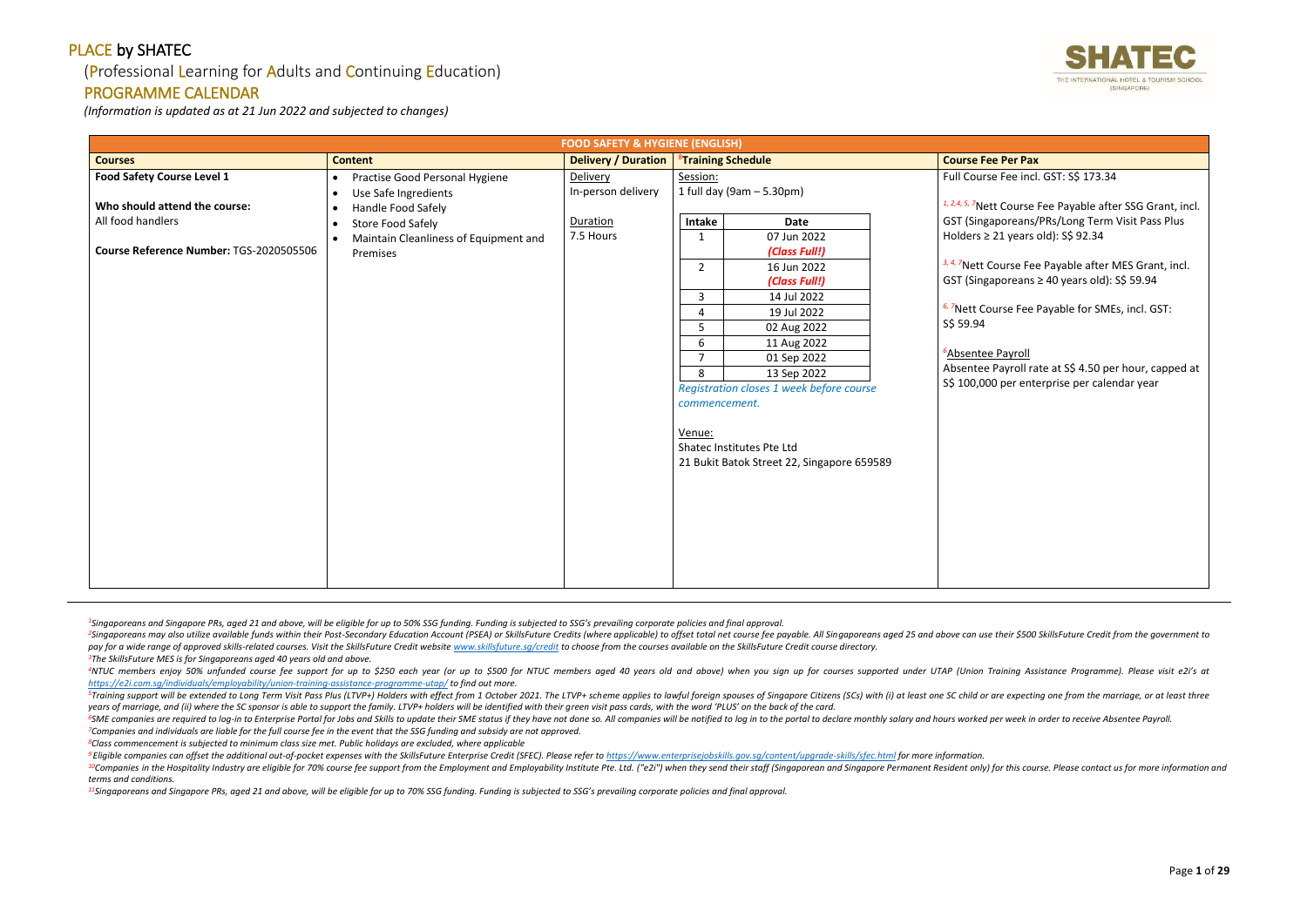# PLACE by SHATEC

## (Professional Learning for Adults and Continuing Education)

## PROGRAMME CALENDAR

*(Information is updated as at 21 Jun 2022 and subjected to changes)*

| FOOD SAFETY & HYGIENE (ENGLISH) | | | | |
|---|---|---|---|---|
| **Courses** | **Content** | **Delivery / Duration** | [8]**Training Schedule** | **Course Fee Per Pax** |
| **Food Safety Course Level 1**<br><br>**Who should attend the course:**<br>All food handlers<br><br>**Course Reference Number: TGS-2020505506** | • Practise Good Personal Hygiene<br>• Use Safe Ingredients<br>• Handle Food Safely<br>• Store Food Safely<br>• Maintain Cleanliness of Equipment and Premises | Delivery<br>In-person delivery<br><br>Duration<br>7.5 Hours | Session:<br>1 full day (9am – 5.30pm)<br><br>Intake 1: 07 Jun 2022 *(Class Full!)*<br>Intake 2: 16 Jun 2022 *(Class Full!)*<br>Intake 3: 14 Jul 2022<br>Intake 4: 19 Jul 2022<br>Intake 5: 02 Aug 2022<br>Intake 6: 11 Aug 2022<br>Intake 7: 01 Sep 2022<br>Intake 8: 13 Sep 2022<br><br>*Registration closes 1 week before course commencement.*<br><br>Venue:<br>Shatec Institutes Pte Ltd<br>21 Bukit Batok Street 22, Singapore 659589 | Full Course Fee incl. GST: S$ 173.34<br><br>[1, 2,4, 5, 7]Nett Course Fee Payable after SSG Grant, incl. GST (Singaporeans/PRs/Long Term Visit Pass Plus Holders ≥ 21 years old): S$ 92.34<br><br>[3, 4, 7]Nett Course Fee Payable after MES Grant, incl. GST (Singaporeans ≥ 40 years old): S$ 59.94<br><br>[6, 7]Nett Course Fee Payable for SMEs, incl. GST: S$ 59.94<br><br>[6]Absentee Payroll<br>Absentee Payroll rate at S$ 4.50 per hour, capped at S$ 100,000 per enterprise per calendar year |

*[1]Singaporeans and Singapore PRs, aged 21 and above, will be eligible for up to 50% SSG funding. Funding is subjected to SSG's prevailing corporate policies and final approval.*

*[2]Singaporeans may also utilize available funds within their Post-Secondary Education Account (PSEA) or SkillsFuture Credits (where applicable) to offset total net course fee payable. All Singaporeans aged 25 and above can use their $500 SkillsFuture Credit from the government to pay for a wide range of approved skills-related courses. Visit the SkillsFuture Credit website www.skillsfuture.sg/credit to choose from the courses available on the SkillsFuture Credit course directory.*

*[3]The SkillsFuture MES is for Singaporeans aged 40 years old and above.*

*[4]NTUC members enjoy 50% unfunded course fee support for up to $250 each year (or up to $500 for NTUC members aged 40 years old and above) when you sign up for courses supported under UTAP (Union Training Assistance Programme). Please visit e2i's at https://e2i.com.sg/individuals/employability/union-training-assistance-programme-utap/ to find out more.*

*[5]Training support will be extended to Long Term Visit Pass Plus (LTVP+) Holders with effect from 1 October 2021. The LTVP+ scheme applies to lawful foreign spouses of Singapore Citizens (SCs) with (i) at least one SC child or are expecting one from the marriage, or at least three years of marriage, and (ii) where the SC sponsor is able to support the family. LTVP+ holders will be identified with their green visit pass cards, with the word 'PLUS' on the back of the card.*

*[6]SME companies are required to log-in to Enterprise Portal for Jobs and Skills to update their SME status if they have not done so. All companies will be notified to log in to the portal to declare monthly salary and hours worked per week in order to receive Absentee Payroll.*

*[7]Companies and individuals are liable for the full course fee in the event that the SSG funding and subsidy are not approved.*

*[8]Class commencement is subjected to minimum class size met. Public holidays are excluded, where applicable*

*[9]Eligible companies can offset the additional out-of-pocket expenses with the SkillsFuture Enterprise Credit (SFEC). Please refer to https://www.enterprisejobskills.gov.sg/content/upgrade-skills/sfec.html for more information.*

*[10]Companies in the Hospitality Industry are eligible for 70% course fee support from the Employment and Employability Institute Pte. Ltd. ("e2i") when they send their staff (Singaporean and Singapore Permanent Resident only) for this course. Please contact us for more information and terms and conditions.*

*[11]Singaporeans and Singapore PRs, aged 21 and above, will be eligible for up to 70% SSG funding. Funding is subjected to SSG's prevailing corporate policies and final approval.*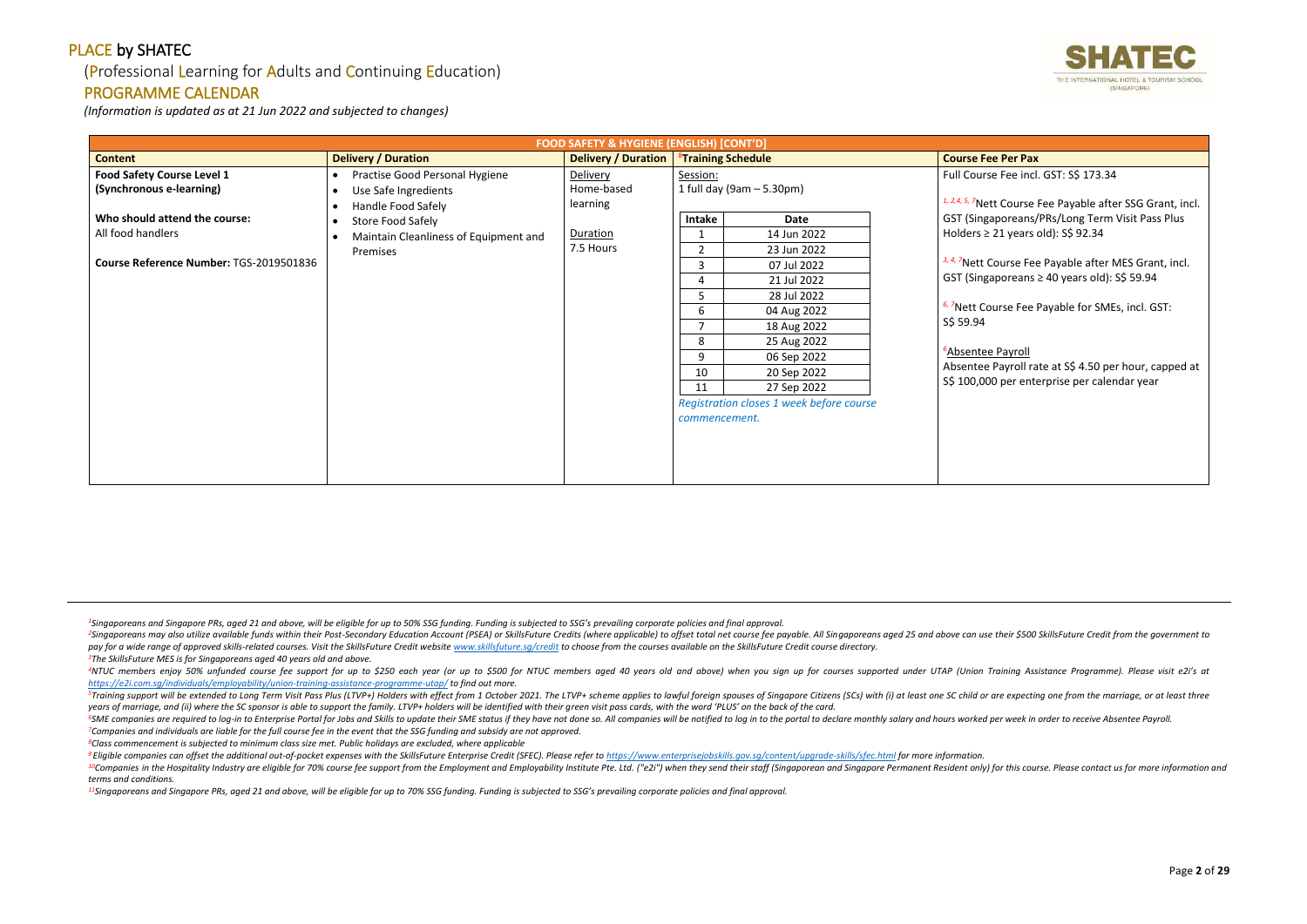# PLACE by SHATEC

(Professional Learning for Adults and Continuing Education)

## PROGRAMME CALENDAR

*(Information is updated as at 21 Jun 2022 and subjected to changes)*

| FOOD SAFETY & HYGIENE (ENGLISH) [CONT'D] | | | | |
|---|---|---|---|---|
| **Content** | **Delivery / Duration** | **Delivery / Duration** | [8]**Training Schedule** | **Course Fee Per Pax** |
| **Food Safety Course Level 1 (Synchronous e-learning)**<br><br>**Who should attend the course:**<br>All food handlers<br><br>**Course Reference Number:** TGS-2019501836 | • Practise Good Personal Hygiene<br>• Use Safe Ingredients<br>• Handle Food Safely<br>• Store Food Safely<br>• Maintain Cleanliness of Equipment and Premises | Delivery<br>Home-based learning<br><br>Duration<br>7.5 Hours | Session:<br>1 full day (9am – 5.30pm)<br><br>Intake / Date<br>1 – 14 Jun 2022<br>2 – 23 Jun 2022<br>3 – 07 Jul 2022<br>4 – 21 Jul 2022<br>5 – 28 Jul 2022<br>6 – 04 Aug 2022<br>7 – 18 Aug 2022<br>8 – 25 Aug 2022<br>9 – 06 Sep 2022<br>10 – 20 Sep 2022<br>11 – 27 Sep 2022<br><br>*Registration closes 1 week before course commencement.* | Full Course Fee incl. GST: S$ 173.34<br><br>[1, 2,4, 5, 7]Nett Course Fee Payable after SSG Grant, incl. GST (Singaporeans/PRs/Long Term Visit Pass Plus Holders ≥ 21 years old): S$ 92.34<br><br>[3, 4, 7]Nett Course Fee Payable after MES Grant, incl. GST (Singaporeans ≥ 40 years old): S$ 59.94<br><br>[6, 7]Nett Course Fee Payable for SMEs, incl. GST: S$ 59.94<br><br>[6]Absentee Payroll<br>Absentee Payroll rate at S$ 4.50 per hour, capped at S$ 100,000 per enterprise per calendar year |

*[1]Singaporeans and Singapore PRs, aged 21 and above, will be eligible for up to 50% SSG funding. Funding is subjected to SSG's prevailing corporate policies and final approval.*

*[2]Singaporeans may also utilize available funds within their Post-Secondary Education Account (PSEA) or SkillsFuture Credits (where applicable) to offset total net course fee payable. All Singaporeans aged 25 and above can use their $500 SkillsFuture Credit from the government to pay for a wide range of approved skills-related courses. Visit the SkillsFuture Credit website www.skillsfuture.sg/credit to choose from the courses available on the SkillsFuture Credit course directory.*

*[3]The SkillsFuture MES is for Singaporeans aged 40 years old and above.*

*[4]NTUC members enjoy 50% unfunded course fee support for up to $250 each year (or up to $500 for NTUC members aged 40 years old and above) when you sign up for courses supported under UTAP (Union Training Assistance Programme). Please visit e2i's at https://e2i.com.sg/individuals/employability/union-training-assistance-programme-utap/ to find out more.*

*[5]Training support will be extended to Long Term Visit Pass Plus (LTVP+) Holders with effect from 1 October 2021. The LTVP+ scheme applies to lawful foreign spouses of Singapore Citizens (SCs) with (i) at least one SC child or are expecting one from the marriage, or at least three years of marriage, and (ii) where the SC sponsor is able to support the family. LTVP+ holders will be identified with their green visit pass cards, with the word 'PLUS' on the back of the card.*

*[6]SME companies are required to log-in to Enterprise Portal for Jobs and Skills to update their SME status if they have not done so. All companies will be notified to log in to the portal to declare monthly salary and hours worked per week in order to receive Absentee Payroll.*

*[7]Companies and individuals are liable for the full course fee in the event that the SSG funding and subsidy are not approved.*

*[8]Class commencement is subjected to minimum class size met. Public holidays are excluded, where applicable*

*[9]Eligible companies can offset the additional out-of-pocket expenses with the SkillsFuture Enterprise Credit (SFEC). Please refer to https://www.enterprisejobskills.gov.sg/content/upgrade-skills/sfec.html for more information.*

*[10]Companies in the Hospitality Industry are eligible for 70% course fee support from the Employment and Employability Institute Pte. Ltd. ("e2i") when they send their staff (Singaporean and Singapore Permanent Resident only) for this course. Please contact us for more information and terms and conditions.*

*[11]Singaporeans and Singapore PRs, aged 21 and above, will be eligible for up to 70% SSG funding. Funding is subjected to SSG's prevailing corporate policies and final approval.*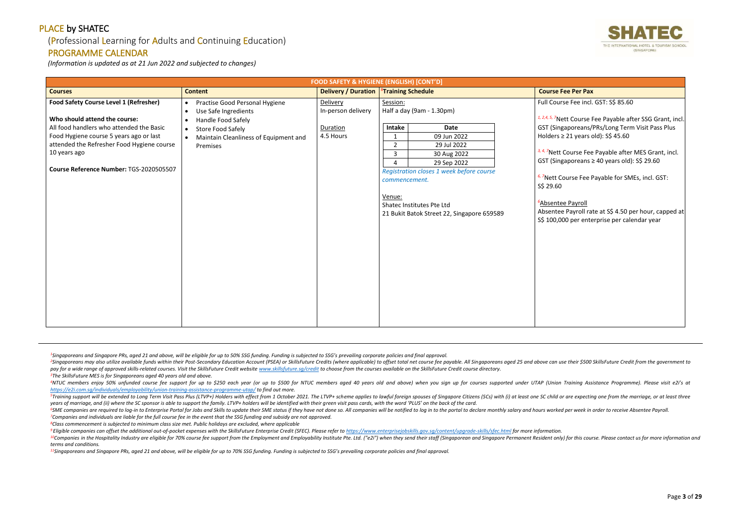# PLACE by SHATEC

(Professional Learning for Adults and Continuing Education)

## PROGRAMME CALENDAR

*(Information is updated as at 21 Jun 2022 and subjected to changes)*

| FOOD SAFETY & HYGIENE (ENGLISH) [CONT'D] | | | | |
|---|---|---|---|---|
| **Courses** | **Content** | **Delivery / Duration** | [8]**Training Schedule** | **Course Fee Per Pax** |
| **Food Safety Course Level 1 (Refresher)**<br><br>**Who should attend the course:**<br>All food handlers who attended the Basic Food Hygiene course 5 years ago or last attended the Refresher Food Hygiene course 10 years ago<br><br>**Course Reference Number:** TGS-2020505507 | • Practise Good Personal Hygiene<br>• Use Safe Ingredients<br>• Handle Food Safely<br>• Store Food Safely<br>• Maintain Cleanliness of Equipment and Premises | Delivery<br>In-person delivery<br><br>Duration<br>4.5 Hours | Session:<br>Half a day (9am - 1.30pm)<br><br>Intake / Date<br>1 / 09 Jun 2022<br>2 / 29 Jul 2022<br>3 / 30 Aug 2022<br>4 / 29 Sep 2022<br><br>*Registration closes 1 week before course commencement.*<br><br>Venue:<br>Shatec Institutes Pte Ltd<br>21 Bukit Batok Street 22, Singapore 659589 | Full Course Fee incl. GST: S$ 85.60<br><br>[1, 2,4, 5, 7]Nett Course Fee Payable after SSG Grant, incl. GST (Singaporeans/PRs/Long Term Visit Pass Plus Holders ≥ 21 years old): S$ 45.60<br><br>[3, 4, 7]Nett Course Fee Payable after MES Grant, incl. GST (Singaporeans ≥ 40 years old): S$ 29.60<br><br>[6, 7]Nett Course Fee Payable for SMEs, incl. GST: S$ 29.60<br><br>[6]Absentee Payroll<br>Absentee Payroll rate at S$ 4.50 per hour, capped at S$ 100,000 per enterprise per calendar year |

*[1]Singaporeans and Singapore PRs, aged 21 and above, will be eligible for up to 50% SSG funding. Funding is subjected to SSG's prevailing corporate policies and final approval.*
*[2]Singaporeans may also utilize available funds within their Post-Secondary Education Account (PSEA) or SkillsFuture Credits (where applicable) to offset total net course fee payable. All Singaporeans aged 25 and above can use their $500 SkillsFuture Credit from the government to pay for a wide range of approved skills-related courses. Visit the SkillsFuture Credit website www.skillsfuture.sg/credit to choose from the courses available on the SkillsFuture Credit course directory.*
*[3]The SkillsFuture MES is for Singaporeans aged 40 years old and above.*
*[4]NTUC members enjoy 50% unfunded course fee support for up to $250 each year (or up to $500 for NTUC members aged 40 years old and above) when you sign up for courses supported under UTAP (Union Training Assistance Programme). Please visit e2i's at https://e2i.com.sg/individuals/employability/union-training-assistance-programme-utap/ to find out more.*
*[5]Training support will be extended to Long Term Visit Pass Plus (LTVP+) Holders with effect from 1 October 2021. The LTVP+ scheme applies to lawful foreign spouses of Singapore Citizens (SCs) with (i) at least one SC child or are expecting one from the marriage, or at least three years of marriage, and (ii) where the SC sponsor is able to support the family. LTVP+ holders will be identified with their green visit pass cards, with the word 'PLUS' on the back of the card.*
*[6]SME companies are required to log-in to Enterprise Portal for Jobs and Skills to update their SME status if they have not done so. All companies will be notified to log in to the portal to declare monthly salary and hours worked per week in order to receive Absentee Payroll.*
*[7]Companies and individuals are liable for the full course fee in the event that the SSG funding and subsidy are not approved.*
*[8]Class commencement is subjected to minimum class size met. Public holidays are excluded, where applicable*
*[9]Eligible companies can offset the additional out-of-pocket expenses with the SkillsFuture Enterprise Credit (SFEC). Please refer to https://www.enterprisejobskills.gov.sg/content/upgrade-skills/sfec.html for more information.*
*[10]Companies in the Hospitality Industry are eligible for 70% course fee support from the Employment and Employability Institute Pte. Ltd. ("e2i") when they send their staff (Singaporean and Singapore Permanent Resident only) for this course. Please contact us for more information and terms and conditions.*
*[11]Singaporeans and Singapore PRs, aged 21 and above, will be eligible for up to 70% SSG funding. Funding is subjected to SSG's prevailing corporate policies and final approval.*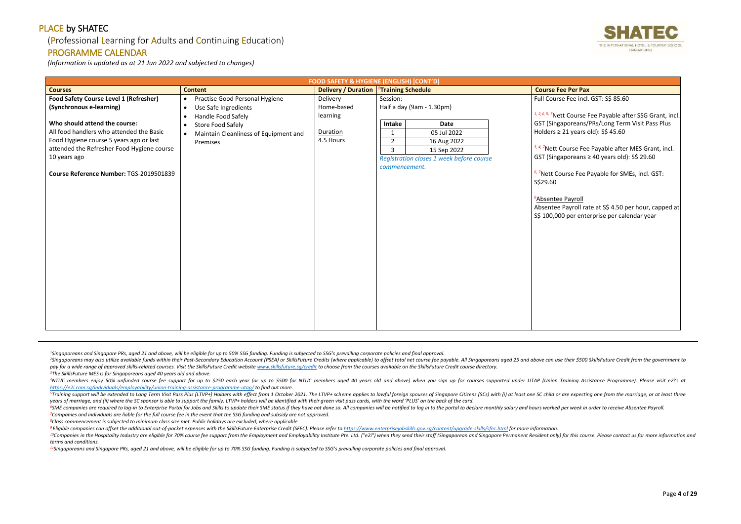# PLACE by SHATEC

## (Professional Learning for Adults and Continuing Education)

## PROGRAMME CALENDAR

*(Information is updated as at 21 Jun 2022 and subjected to changes)*

| FOOD SAFETY & HYGIENE (ENGLISH) [CONT'D] | | | | |
|---|---|---|---|---|
| **Courses** | **Content** | **Delivery / Duration** | [8]**Training Schedule** | **Course Fee Per Pax** |
| **Food Safety Course Level 1 (Refresher) (Synchronous e-learning)**<br><br>**Who should attend the course:**<br>All food handlers who attended the Basic Food Hygiene course 5 years ago or last attended the Refresher Food Hygiene course 10 years ago<br><br>**Course Reference Number:** TGS-2019501839 | • Practise Good Personal Hygiene<br>• Use Safe Ingredients<br>• Handle Food Safely<br>• Store Food Safely<br>• Maintain Cleanliness of Equipment and Premises | Delivery<br>Home-based learning<br><br>Duration<br>4.5 Hours | Session:<br>Half a day (9am - 1.30pm)<br><br>Intake 1: 05 Jul 2022<br>Intake 2: 16 Aug 2022<br>Intake 3: 15 Sep 2022<br><br>*Registration closes 1 week before course commencement.* | Full Course Fee incl. GST: S$ 85.60<br><br>[1, 2,4, 5, 7]Nett Course Fee Payable after SSG Grant, incl. GST (Singaporeans/PRs/Long Term Visit Pass Plus Holders ≥ 21 years old): S$ 45.60<br><br>[3, 4, 7]Nett Course Fee Payable after MES Grant, incl. GST (Singaporeans ≥ 40 years old): S$ 29.60<br><br>[6, 7]Nett Course Fee Payable for SMEs, incl. GST: S$29.60<br><br>[6]Absentee Payroll<br>Absentee Payroll rate at S$ 4.50 per hour, capped at S$ 100,000 per enterprise per calendar year |

*[1]Singaporeans and Singapore PRs, aged 21 and above, will be eligible for up to 50% SSG funding. Funding is subjected to SSG's prevailing corporate policies and final approval.*

*[2]Singaporeans may also utilize available funds within their Post-Secondary Education Account (PSEA) or SkillsFuture Credits (where applicable) to offset total net course fee payable. All Singaporeans aged 25 and above can use their $500 SkillsFuture Credit from the government to pay for a wide range of approved skills-related courses. Visit the SkillsFuture Credit website www.skillsfuture.sg/credit to choose from the courses available on the SkillsFuture Credit course directory.*

*[3]The SkillsFuture MES is for Singaporeans aged 40 years old and above.*

*[4]NTUC members enjoy 50% unfunded course fee support for up to $250 each year (or up to $500 for NTUC members aged 40 years old and above) when you sign up for courses supported under UTAP (Union Training Assistance Programme). Please visit e2i's at https://e2i.com.sg/individuals/employability/union-training-assistance-programme-utap/ to find out more.*

*[5]Training support will be extended to Long Term Visit Pass Plus (LTVP+) Holders with effect from 1 October 2021. The LTVP+ scheme applies to lawful foreign spouses of Singapore Citizens (SCs) with (i) at least one SC child or are expecting one from the marriage, or at least three years of marriage, and (ii) where the SC sponsor is able to support the family. LTVP+ holders will be identified with their green visit pass cards, with the word 'PLUS' on the back of the card.*

*[6]SME companies are required to log-in to Enterprise Portal for Jobs and Skills to update their SME status if they have not done so. All companies will be notified to log in to the portal to declare monthly salary and hours worked per week in order to receive Absentee Payroll.*

*[7]Companies and individuals are liable for the full course fee in the event that the SSG funding and subsidy are not approved.*

*[8]Class commencement is subjected to minimum class size met. Public holidays are excluded, where applicable*

*[9]Eligible companies can offset the additional out-of-pocket expenses with the SkillsFuture Enterprise Credit (SFEC). Please refer to https://www.enterprisejobskills.gov.sg/content/upgrade-skills/sfec.html for more information.*

*[10]Companies in the Hospitality Industry are eligible for 70% course fee support from the Employment and Employability Institute Pte. Ltd. ("e2i") when they send their staff (Singaporean and Singapore Permanent Resident only) for this course. Please contact us for more information and terms and conditions.*

*[11]Singaporeans and Singapore PRs, aged 21 and above, will be eligible for up to 70% SSG funding. Funding is subjected to SSG's prevailing corporate policies and final approval.*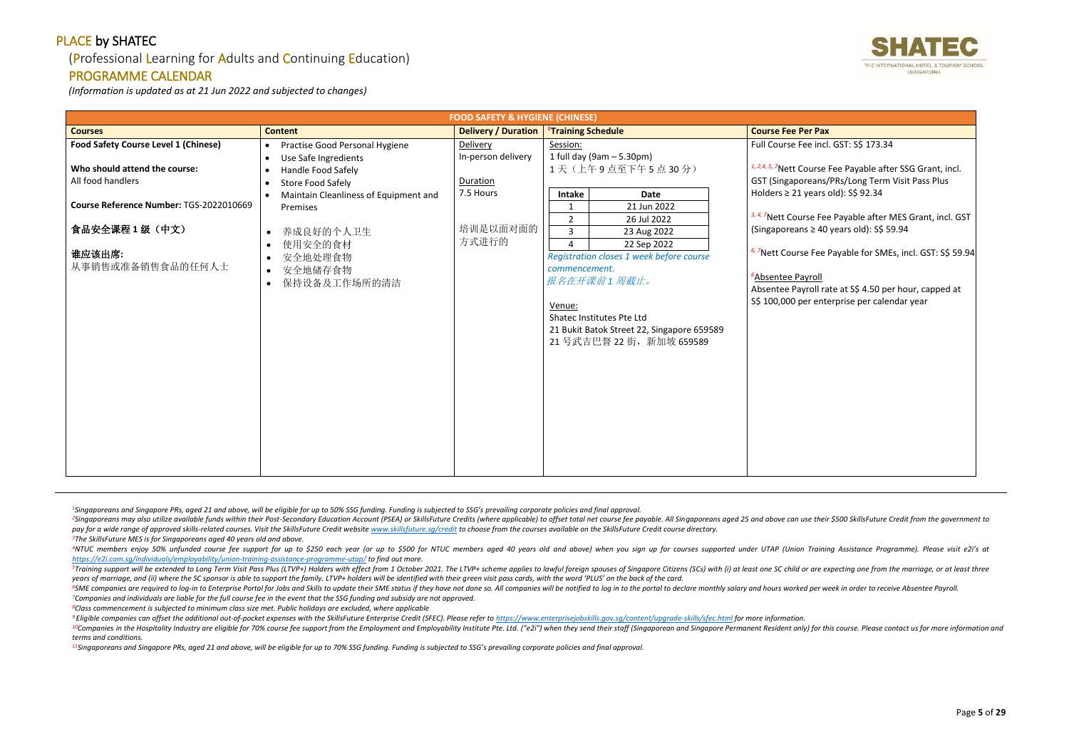# PLACE by SHATEC

(Professional Learning for Adults and Continuing Education)

## PROGRAMME CALENDAR

*(Information is updated as at 21 Jun 2022 and subjected to changes)*

| FOOD SAFETY & HYGIENE (CHINESE) | | | | |
|---|---|---|---|---|
| **Courses** | **Content** | **Delivery / Duration** | **[8]Training Schedule** | **Course Fee Per Pax** |
| **Food Safety Course Level 1 (Chinese)**<br><br>**Who should attend the course:**<br>All food handlers<br><br>**Course Reference Number:** TGS-2022010669<br><br>**食品安全课程 1 级（中文）**<br><br>**谁应该出席:**<br>从事销售或准备销售食品的任何人士 | • Practise Good Personal Hygiene<br>• Use Safe Ingredients<br>• Handle Food Safely<br>• Store Food Safely<br>• Maintain Cleanliness of Equipment and Premises<br><br>• 养成良好的个人卫生<br>• 使用安全的食材<br>• 安全地处理食物<br>• 安全地储存食物<br>• 保持设备及工作场所的清洁 | Delivery<br>In-person delivery<br><br>Duration<br>7.5 Hours<br><br>培训是以面对面的方式进行的 | Session:<br>1 full day (9am – 5.30pm)<br>1 天（上午 9 点至下午 5 点 30 分）<br><br>Intake 1: 21 Jun 2022<br>Intake 2: 26 Jul 2022<br>Intake 3: 23 Aug 2022<br>Intake 4: 22 Sep 2022<br><br>*Registration closes 1 week before course commencement.*<br>*报名在开课前 1 周截止。*<br><br>Venue:<br>Shatec Institutes Pte Ltd<br>21 Bukit Batok Street 22, Singapore 659589<br>21 号武吉巴督 22 街，新加坡 659589 | Full Course Fee incl. GST: S$ 173.34<br><br>[1, 2,4, 5, 7]Nett Course Fee Payable after SSG Grant, incl. GST (Singaporeans/PRs/Long Term Visit Pass Plus Holders ≥ 21 years old): S$ 92.34<br><br>[3, 4, 7]Nett Course Fee Payable after MES Grant, incl. GST (Singaporeans ≥ 40 years old): S$ 59.94<br><br>[6, 7]Nett Course Fee Payable for SMEs, incl. GST: S$ 59.94<br><br>[6]Absentee Payroll<br>Absentee Payroll rate at S$ 4.50 per hour, capped at S$ 100,000 per enterprise per calendar year |

*[1]Singaporeans and Singapore PRs, aged 21 and above, will be eligible for up to 50% SSG funding. Funding is subjected to SSG's prevailing corporate policies and final approval.*

*[2]Singaporeans may also utilize available funds within their Post-Secondary Education Account (PSEA) or SkillsFuture Credits (where applicable) to offset total net course fee payable. All Singaporeans aged 25 and above can use their $500 SkillsFuture Credit from the government to pay for a wide range of approved skills-related courses. Visit the SkillsFuture Credit website www.skillsfuture.sg/credit to choose from the courses available on the SkillsFuture Credit course directory.*

*[3]The SkillsFuture MES is for Singaporeans aged 40 years old and above.*

*[4]NTUC members enjoy 50% unfunded course fee support for up to $250 each year (or up to $500 for NTUC members aged 40 years old and above) when you sign up for courses supported under UTAP (Union Training Assistance Programme). Please visit e2i's at https://e2i.com.sg/individuals/employability/union-training-assistance-programme-utap/ to find out more.*

*[5]Training support will be extended to Long Term Visit Pass Plus (LTVP+) Holders with effect from 1 October 2021. The LTVP+ scheme applies to lawful foreign spouses of Singapore Citizens (SCs) with (i) at least one SC child or are expecting one from the marriage, or at least three years of marriage, and (ii) where the SC sponsor is able to support the family. LTVP+ holders will be identified with their green visit pass cards, with the word 'PLUS' on the back of the card.*

*[6]SME companies are required to log-in to Enterprise Portal for Jobs and Skills to update their SME status if they have not done so. All companies will be notified to log in to the portal to declare monthly salary and hours worked per week in order to receive Absentee Payroll.*

*[7]Companies and individuals are liable for the full course fee in the event that the SSG funding and subsidy are not approved.*

*[8]Class commencement is subjected to minimum class size met. Public holidays are excluded, where applicable*

*[9]Eligible companies can offset the additional out-of-pocket expenses with the SkillsFuture Enterprise Credit (SFEC). Please refer to https://www.enterprisejobskills.gov.sg/content/upgrade-skills/sfec.html for more information.*

*[10]Companies in the Hospitality Industry are eligible for 70% course fee support from the Employment and Employability Institute Pte. Ltd. ("e2i") when they send their staff (Singaporean and Singapore Permanent Resident only) for this course. Please contact us for more information and terms and conditions.*

*[11]Singaporeans and Singapore PRs, aged 21 and above, will be eligible for up to 70% SSG funding. Funding is subjected to SSG's prevailing corporate policies and final approval.*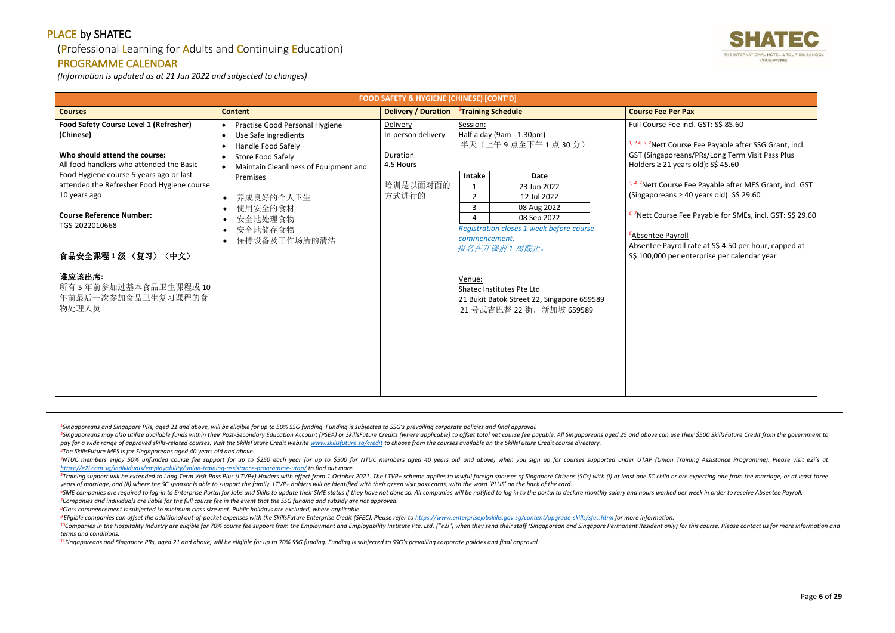# PLACE by SHATEC

(Professional Learning for Adults and Continuing Education)

## PROGRAMME CALENDAR

*(Information is updated as at 21 Jun 2022 and subjected to changes)*

| FOOD SAFETY & HYGIENE (CHINESE) [CONT'D] | | | | |
|---|---|---|---|---|
| **Courses** | **Content** | **Delivery / Duration** | [8]**Training Schedule** | **Course Fee Per Pax** |
| **Food Safety Course Level 1 (Refresher) (Chinese)**<br><br>**Who should attend the course:**<br>All food handlers who attended the Basic Food Hygiene course 5 years ago or last attended the Refresher Food Hygiene course 10 years ago<br><br>**Course Reference Number:**<br>TGS-2022010668<br><br>**食品安全课程 1 级 （复习） （中文）**<br><br>**谁应该出席:**<br>所有 5 年前参加过基本食品卫生课程或 10 年前最后一次参加食品卫生复习课程的食物处理人员 | • Practise Good Personal Hygiene<br>• Use Safe Ingredients<br>• Handle Food Safely<br>• Store Food Safely<br>• Maintain Cleanliness of Equipment and Premises<br><br>• 养成良好的个人卫生<br>• 使用安全的食材<br>• 安全地处理食物<br>• 安全地储存食物<br>• 保持设备及工作场所的清洁 | Delivery<br>In-person delivery<br><br>Duration<br>4.5 Hours<br><br>培训是以面对面的方式进行的 | Session:<br>Half a day (9am - 1.30pm)<br>半天（上午 9 点至下午 1 点 30 分）<br><br>Intake 1: 23 Jun 2022<br>Intake 2: 12 Jul 2022<br>Intake 3: 08 Aug 2022<br>Intake 4: 08 Sep 2022<br><br>*Registration closes 1 week before course commencement.*<br>*报名在开课前 1 周截止。*<br><br>Venue:<br>Shatec Institutes Pte Ltd<br>21 Bukit Batok Street 22, Singapore 659589<br>21 号武吉巴督 22 街，新加坡 659589 | Full Course Fee incl. GST: S$ 85.60<br><br>[1, 2,4, 5, 7]Nett Course Fee Payable after SSG Grant, incl. GST (Singaporeans/PRs/Long Term Visit Pass Plus Holders ≥ 21 years old): S$ 45.60<br><br>[3, 4, 7]Nett Course Fee Payable after MES Grant, incl. GST (Singaporeans ≥ 40 years old): S$ 29.60<br><br>[6, 7]Nett Course Fee Payable for SMEs, incl. GST: S$ 29.60<br><br>[6]Absentee Payroll<br>Absentee Payroll rate at S$ 4.50 per hour, capped at S$ 100,000 per enterprise per calendar year |

*[1]Singaporeans and Singapore PRs, aged 21 and above, will be eligible for up to 50% SSG funding. Funding is subjected to SSG's prevailing corporate policies and final approval.*

*[2]Singaporeans may also utilize available funds within their Post-Secondary Education Account (PSEA) or SkillsFuture Credits (where applicable) to offset total net course fee payable. All Singaporeans aged 25 and above can use their $500 SkillsFuture Credit from the government to pay for a wide range of approved skills-related courses. Visit the SkillsFuture Credit website www.skillsfuture.sg/credit to choose from the courses available on the SkillsFuture Credit course directory.*

*[3]The SkillsFuture MES is for Singaporeans aged 40 years old and above.*

*[4]NTUC members enjoy 50% unfunded course fee support for up to $250 each year (or up to $500 for NTUC members aged 40 years old and above) when you sign up for courses supported under UTAP (Union Training Assistance Programme). Please visit e2i's at https://e2i.com.sg/individuals/employability/union-training-assistance-programme-utap/ to find out more.*

*[5]Training support will be extended to Long Term Visit Pass Plus (LTVP+) Holders with effect from 1 October 2021. The LTVP+ scheme applies to lawful foreign spouses of Singapore Citizens (SCs) with (i) at least one SC child or are expecting one from the marriage, or at least three years of marriage, and (ii) where the SC sponsor is able to support the family. LTVP+ holders will be identified with their green visit pass cards, with the word 'PLUS' on the back of the card.*

*[6]SME companies are required to log-in to Enterprise Portal for Jobs and Skills to update their SME status if they have not done so. All companies will be notified to log in to the portal to declare monthly salary and hours worked per week in order to receive Absentee Payroll.*

*[7]Companies and individuals are liable for the full course fee in the event that the SSG funding and subsidy are not approved.*

*[8]Class commencement is subjected to minimum class size met. Public holidays are excluded, where applicable*

*[9]Eligible companies can offset the additional out-of-pocket expenses with the SkillsFuture Enterprise Credit (SFEC). Please refer to https://www.enterprisejobskills.gov.sg/content/upgrade-skills/sfec.html for more information.*

*[10]Companies in the Hospitality Industry are eligible for 70% course fee support from the Employment and Employability Institute Pte. Ltd. ("e2i") when they send their staff (Singaporean and Singapore Permanent Resident only) for this course. Please contact us for more information and terms and conditions.*

*[11]Singaporeans and Singapore PRs, aged 21 and above, will be eligible for up to 70% SSG funding. Funding is subjected to SSG's prevailing corporate policies and final approval.*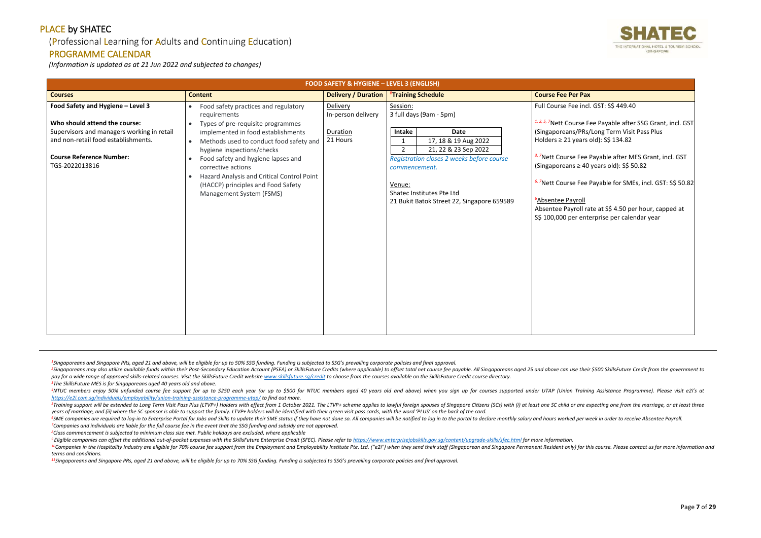# PLACE by SHATEC

## (Professional Learning for Adults and Continuing Education)

## PROGRAMME CALENDAR

*(Information is updated as at 21 Jun 2022 and subjected to changes)*

| FOOD SAFETY & HYGIENE – LEVEL 3 (ENGLISH) | | | | |
|---|---|---|---|---|
| **Courses** | **Content** | **Delivery / Duration** | [8]**Training Schedule** | **Course Fee Per Pax** |
| **Food Safety and Hygiene – Level 3**<br><br>**Who should attend the course:**<br>Supervisors and managers working in retail and non-retail food establishments.<br><br>**Course Reference Number:**<br>TGS-2022013816 | • Food safety practices and regulatory requirements<br>• Types of pre-requisite programmes implemented in food establishments<br>• Methods used to conduct food safety and hygiene inspections/checks<br>• Food safety and hygiene lapses and corrective actions<br>• Hazard Analysis and Critical Control Point (HACCP) principles and Food Safety Management System (FSMS) | Delivery<br>In-person delivery<br><br>Duration<br>21 Hours | Session:<br>3 full days (9am - 5pm)<br><br>Intake 1: 17, 18 & 19 Aug 2022<br>Intake 2: 21, 22 & 23 Sep 2022<br><br>*Registration closes 2 weeks before course commencement.*<br><br>Venue:<br>Shatec Institutes Pte Ltd<br>21 Bukit Batok Street 22, Singapore 659589 | Full Course Fee incl. GST: S$ 449.40<br><br>[1, 2, 5, 7]Nett Course Fee Payable after SSG Grant, incl. GST (Singaporeans/PRs/Long Term Visit Pass Plus Holders ≥ 21 years old): S$ 134.82<br><br>[3, 7]Nett Course Fee Payable after MES Grant, incl. GST (Singaporeans ≥ 40 years old): S$ 50.82<br><br>[6, 7]Nett Course Fee Payable for SMEs, incl. GST: S$ 50.82<br><br>[6]Absentee Payroll<br>Absentee Payroll rate at S$ 4.50 per hour, capped at S$ 100,000 per enterprise per calendar year |

*[1]Singaporeans and Singapore PRs, aged 21 and above, will be eligible for up to 50% SSG funding. Funding is subjected to SSG's prevailing corporate policies and final approval.*

*[2]Singaporeans may also utilize available funds within their Post-Secondary Education Account (PSEA) or SkillsFuture Credits (where applicable) to offset total net course fee payable. All Singaporeans aged 25 and above can use their $500 SkillsFuture Credit from the government to pay for a wide range of approved skills-related courses. Visit the SkillsFuture Credit website www.skillsfuture.sg/credit to choose from the courses available on the SkillsFuture Credit course directory.*

*[3]The SkillsFuture MES is for Singaporeans aged 40 years old and above.*

*[4]NTUC members enjoy 50% unfunded course fee support for up to $250 each year (or up to $500 for NTUC members aged 40 years old and above) when you sign up for courses supported under UTAP (Union Training Assistance Programme). Please visit e2i's at https://e2i.com.sg/individuals/employability/union-training-assistance-programme-utap/ to find out more.*

*[5]Training support will be extended to Long Term Visit Pass Plus (LTVP+) Holders with effect from 1 October 2021. The LTVP+ scheme applies to lawful foreign spouses of Singapore Citizens (SCs) with (i) at least one SC child or are expecting one from the marriage, or at least three years of marriage, and (ii) where the SC sponsor is able to support the family. LTVP+ holders will be identified with their green visit pass cards, with the word 'PLUS' on the back of the card.*

*[6]SME companies are required to log-in to Enterprise Portal for Jobs and Skills to update their SME status if they have not done so. All companies will be notified to log in to the portal to declare monthly salary and hours worked per week in order to receive Absentee Payroll.*

*[7]Companies and individuals are liable for the full course fee in the event that the SSG funding and subsidy are not approved.*

*[8]Class commencement is subjected to minimum class size met. Public holidays are excluded, where applicable*

*[9]Eligible companies can offset the additional out-of-pocket expenses with the SkillsFuture Enterprise Credit (SFEC). Please refer to https://www.enterprisejobskills.gov.sg/content/upgrade-skills/sfec.html for more information.*

*[10]Companies in the Hospitality Industry are eligible for 70% course fee support from the Employment and Employability Institute Pte. Ltd. ("e2i") when they send their staff (Singaporean and Singapore Permanent Resident only) for this course. Please contact us for more information and terms and conditions.*

*[11]Singaporeans and Singapore PRs, aged 21 and above, will be eligible for up to 70% SSG funding. Funding is subjected to SSG's prevailing corporate policies and final approval.*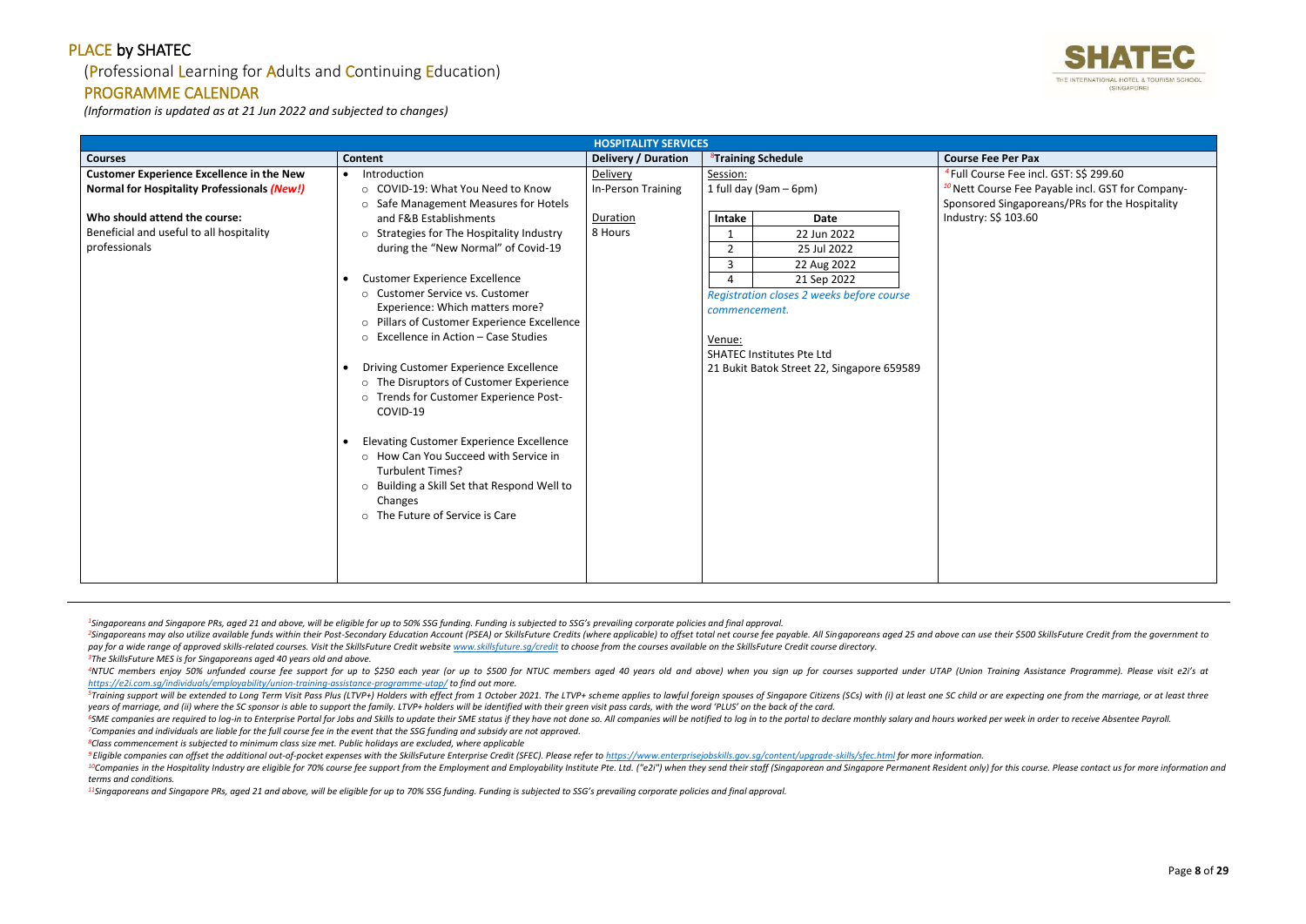# PLACE by SHATEC

## (Professional Learning for Adults and Continuing Education)

## PROGRAMME CALENDAR

*(Information is updated as at 21 Jun 2022 and subjected to changes)*

| HOSPITALITY SERVICES | | | | |
|---|---|---|---|---|
| **Courses** | **Content** | **Delivery / Duration** | **[8]Training Schedule** | **Course Fee Per Pax** |
| **Customer Experience Excellence in the New Normal for Hospitality Professionals *(New!)*** <br><br> **Who should attend the course:** <br> Beneficial and useful to all hospitality professionals | • Introduction <br> ○ COVID-19: What You Need to Know <br> ○ Safe Management Measures for Hotels and F&B Establishments <br> ○ Strategies for The Hospitality Industry during the "New Normal" of Covid-19 <br><br> • Customer Experience Excellence <br> ○ Customer Service vs. Customer Experience: Which matters more? <br> ○ Pillars of Customer Experience Excellence <br> ○ Excellence in Action – Case Studies <br><br> • Driving Customer Experience Excellence <br> ○ The Disruptors of Customer Experience <br> ○ Trends for Customer Experience Post-COVID-19 <br><br> • Elevating Customer Experience Excellence <br> ○ How Can You Succeed with Service in Turbulent Times? <br> ○ Building a Skill Set that Respond Well to Changes <br> ○ The Future of Service is Care | Delivery <br> In-Person Training <br><br> Duration <br> 8 Hours | Session: <br> 1 full day (9am – 6pm) <br><br> Intake / Date: <br> 1 – 22 Jun 2022 <br> 2 – 25 Jul 2022 <br> 3 – 22 Aug 2022 <br> 4 – 21 Sep 2022 <br><br> *Registration closes 2 weeks before course commencement.* <br><br> Venue: <br> SHATEC Institutes Pte Ltd <br> 21 Bukit Batok Street 22, Singapore 659589 | [4]Full Course Fee incl. GST: S$ 299.60 <br><br> [10]Nett Course Fee Payable incl. GST for Company-Sponsored Singaporeans/PRs for the Hospitality Industry: S$ 103.60 |

*[1]Singaporeans and Singapore PRs, aged 21 and above, will be eligible for up to 50% SSG funding. Funding is subjected to SSG's prevailing corporate policies and final approval.*

*[2]Singaporeans may also utilize available funds within their Post-Secondary Education Account (PSEA) or SkillsFuture Credits (where applicable) to offset total net course fee payable. All Singaporeans aged 25 and above can use their $500 SkillsFuture Credit from the government to pay for a wide range of approved skills-related courses. Visit the SkillsFuture Credit website www.skillsfuture.sg/credit to choose from the courses available on the SkillsFuture Credit course directory.*

*[3]The SkillsFuture MES is for Singaporeans aged 40 years old and above.*

*[4]NTUC members enjoy 50% unfunded course fee support for up to $250 each year (or up to $500 for NTUC members aged 40 years old and above) when you sign up for courses supported under UTAP (Union Training Assistance Programme). Please visit e2i's at https://e2i.com.sg/individuals/employability/union-training-assistance-programme-utap/ to find out more.*

*[5]Training support will be extended to Long Term Visit Pass Plus (LTVP+) Holders with effect from 1 October 2021. The LTVP+ scheme applies to lawful foreign spouses of Singapore Citizens (SCs) with (i) at least one SC child or are expecting one from the marriage, or at least three years of marriage, and (ii) where the SC sponsor is able to support the family. LTVP+ holders will be identified with their green visit pass cards, with the word 'PLUS' on the back of the card.*

*[6]SME companies are required to log-in to Enterprise Portal for Jobs and Skills to update their SME status if they have not done so. All companies will be notified to log in to the portal to declare monthly salary and hours worked per week in order to receive Absentee Payroll.*

*[7]Companies and individuals are liable for the full course fee in the event that the SSG funding and subsidy are not approved.*

*[8]Class commencement is subjected to minimum class size met. Public holidays are excluded, where applicable*

*[9]Eligible companies can offset the additional out-of-pocket expenses with the SkillsFuture Enterprise Credit (SFEC). Please refer to https://www.enterprisejobskills.gov.sg/content/upgrade-skills/sfec.html for more information.*

*[10]Companies in the Hospitality Industry are eligible for 70% course fee support from the Employment and Employability Institute Pte. Ltd. ("e2i") when they send their staff (Singaporean and Singapore Permanent Resident only) for this course. Please contact us for more information and terms and conditions.*

*[11]Singaporeans and Singapore PRs, aged 21 and above, will be eligible for up to 70% SSG funding. Funding is subjected to SSG's prevailing corporate policies and final approval.*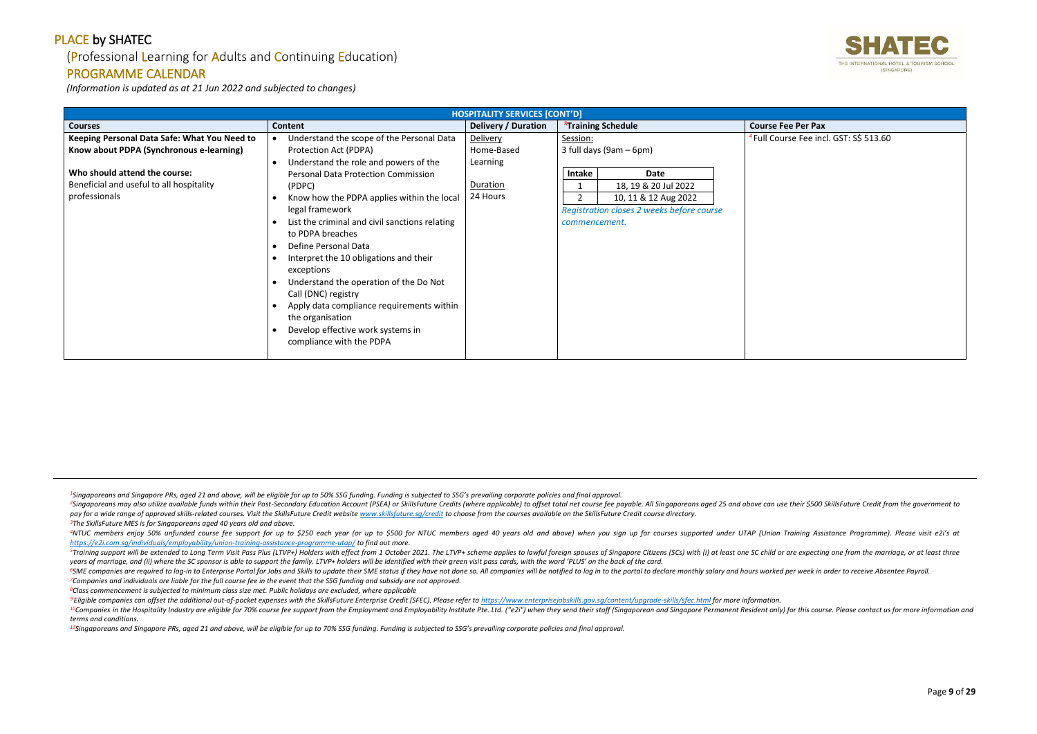# PLACE by SHATEC

(Professional Learning for Adults and Continuing Education)

## PROGRAMME CALENDAR

*(Information is updated as at 21 Jun 2022 and subjected to changes)*

| HOSPITALITY SERVICES [CONT'D] | | | | |
|---|---|---|---|---|
| **Courses** | **Content** | **Delivery / Duration** | [8]**Training Schedule** | **Course Fee Per Pax** |
| **Keeping Personal Data Safe: What You Need to Know about PDPA (Synchronous e-learning)**<br><br>**Who should attend the course:**<br>Beneficial and useful to all hospitality professionals | • Understand the scope of the Personal Data Protection Act (PDPA)<br>• Understand the role and powers of the Personal Data Protection Commission (PDPC)<br>• Know how the PDPA applies within the local legal framework<br>• List the criminal and civil sanctions relating to PDPA breaches<br>• Define Personal Data<br>• Interpret the 10 obligations and their exceptions<br>• Understand the operation of the Do Not Call (DNC) registry<br>• Apply data compliance requirements within the organisation<br>• Develop effective work systems in compliance with the PDPA | Delivery<br>Home-Based Learning<br><br>Duration<br>24 Hours | Session:<br>3 full days (9am – 6pm)<br><br>Intake 1: 18, 19 & 20 Jul 2022<br>Intake 2: 10, 11 & 12 Aug 2022<br><br>*Registration closes 2 weeks before course commencement.* | [4]Full Course Fee incl. GST: S$ 513.60 |

*[1]Singaporeans and Singapore PRs, aged 21 and above, will be eligible for up to 50% SSG funding. Funding is subjected to SSG's prevailing corporate policies and final approval.*

*[2]Singaporeans may also utilize available funds within their Post-Secondary Education Account (PSEA) or SkillsFuture Credits (where applicable) to offset total net course fee payable. All Singaporeans aged 25 and above can use their $500 SkillsFuture Credit from the government to pay for a wide range of approved skills-related courses. Visit the SkillsFuture Credit website www.skillsfuture.sg/credit to choose from the courses available on the SkillsFuture Credit course directory.*

*[3]The SkillsFuture MES is for Singaporeans aged 40 years old and above.*

*[4]NTUC members enjoy 50% unfunded course fee support for up to $250 each year (or up to $500 for NTUC members aged 40 years old and above) when you sign up for courses supported under UTAP (Union Training Assistance Programme). Please visit e2i's at https://e2i.com.sg/individuals/employability/union-training-assistance-programme-utap/ to find out more.*

*[5]Training support will be extended to Long Term Visit Pass Plus (LTVP+) Holders with effect from 1 October 2021. The LTVP+ scheme applies to lawful foreign spouses of Singapore Citizens (SCs) with (i) at least one SC child or are expecting one from the marriage, or at least three years of marriage, and (ii) where the SC sponsor is able to support the family. LTVP+ holders will be identified with their green visit pass cards, with the word 'PLUS' on the back of the card.*

*[6]SME companies are required to log-in to Enterprise Portal for Jobs and Skills to update their SME status if they have not done so. All companies will be notified to log in to the portal to declare monthly salary and hours worked per week in order to receive Absentee Payroll.*

*[7]Companies and individuals are liable for the full course fee in the event that the SSG funding and subsidy are not approved.*

*[8]Class commencement is subjected to minimum class size met. Public holidays are excluded, where applicable*

*[9]Eligible companies can offset the additional out-of-pocket expenses with the SkillsFuture Enterprise Credit (SFEC). Please refer to https://www.enterprisejobskills.gov.sg/content/upgrade-skills/sfec.html for more information.*

*[10]Companies in the Hospitality Industry are eligible for 70% course fee support from the Employment and Employability Institute Pte. Ltd. ("e2i") when they send their staff (Singaporean and Singapore Permanent Resident only) for this course. Please contact us for more information and terms and conditions.*

*[11]Singaporeans and Singapore PRs, aged 21 and above, will be eligible for up to 70% SSG funding. Funding is subjected to SSG's prevailing corporate policies and final approval.*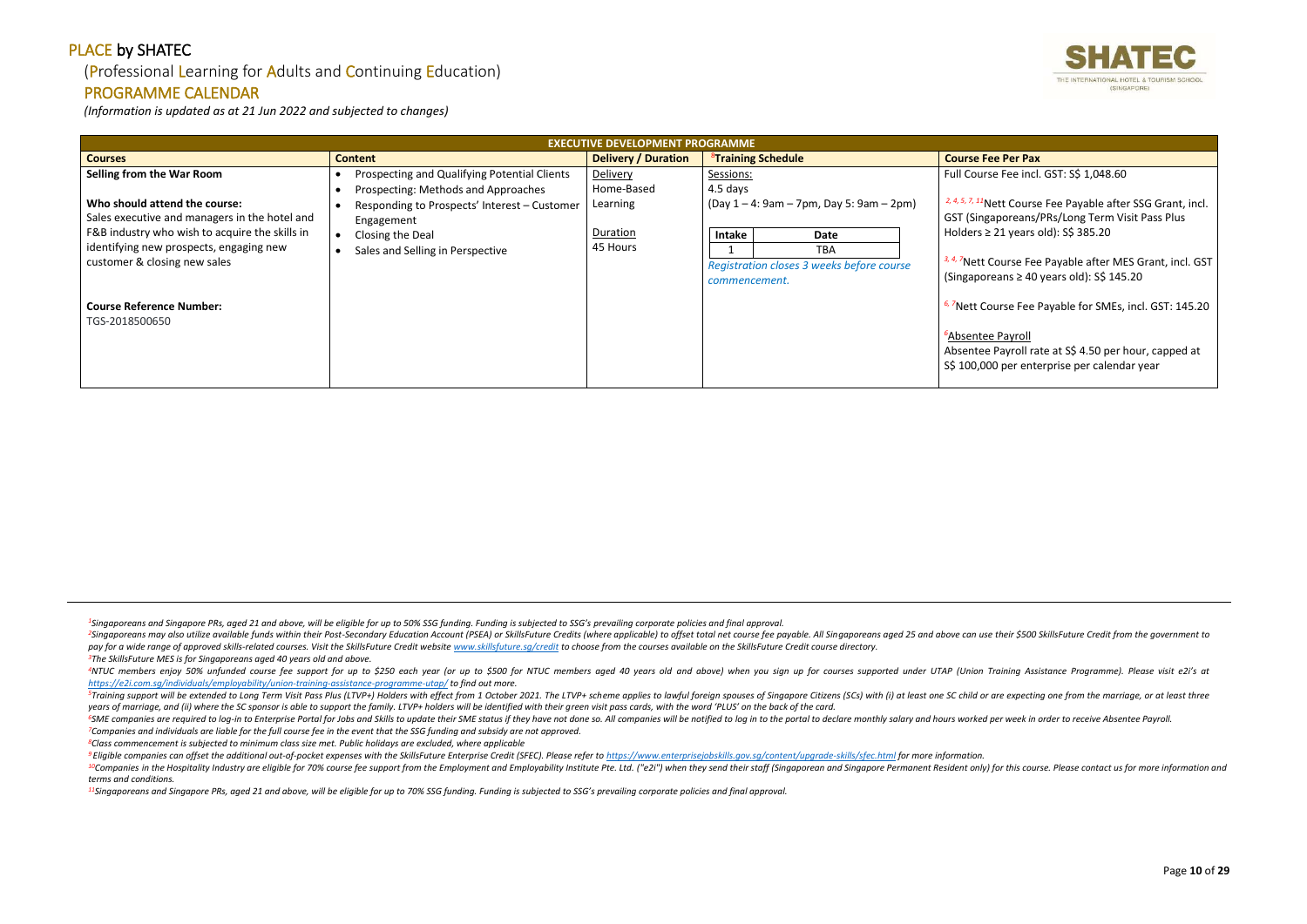# PLACE by SHATEC

## (Professional Learning for Adults and Continuing Education)

## PROGRAMME CALENDAR

*(Information is updated as at 21 Jun 2022 and subjected to changes)*

| EXECUTIVE DEVELOPMENT PROGRAMME | | | | |
|---|---|---|---|---|
| **Courses** | **Content** | **Delivery / Duration** | [8]**Training Schedule** | **Course Fee Per Pax** |
| **Selling from the War Room**<br><br>**Who should attend the course:**<br>Sales executive and managers in the hotel and F&B industry who wish to acquire the skills in identifying new prospects, engaging new customer & closing new sales<br><br>**Course Reference Number:**<br>TGS-2018500650 | • Prospecting and Qualifying Potential Clients<br>• Prospecting: Methods and Approaches<br>• Responding to Prospects' Interest – Customer Engagement<br>• Closing the Deal<br>• Sales and Selling in Perspective | Delivery<br>Home-Based Learning<br><br>Duration<br>45 Hours | Sessions:<br>4.5 days<br>(Day 1 – 4: 9am – 7pm, Day 5: 9am – 2pm)<br><br>Intake: 1 — Date: TBA<br><br>*Registration closes 3 weeks before course commencement.* | Full Course Fee incl. GST: S$ 1,048.60<br><br>[2, 4, 5, 7, 11]Nett Course Fee Payable after SSG Grant, incl. GST (Singaporeans/PRs/Long Term Visit Pass Plus Holders ≥ 21 years old): S$ 385.20<br><br>[3, 4, 7]Nett Course Fee Payable after MES Grant, incl. GST (Singaporeans ≥ 40 years old): S$ 145.20<br><br>[6, 7]Nett Course Fee Payable for SMEs, incl. GST: 145.20<br><br>[6]Absentee Payroll<br>Absentee Payroll rate at S$ 4.50 per hour, capped at S$ 100,000 per enterprise per calendar year |

[1]*Singaporeans and Singapore PRs, aged 21 and above, will be eligible for up to 50% SSG funding. Funding is subjected to SSG's prevailing corporate policies and final approval.*

[2]*Singaporeans may also utilize available funds within their Post-Secondary Education Account (PSEA) or SkillsFuture Credits (where applicable) to offset total net course fee payable. All Singaporeans aged 25 and above can use their $500 SkillsFuture Credit from the government to pay for a wide range of approved skills-related courses. Visit the SkillsFuture Credit website www.skillsfuture.sg/credit to choose from the courses available on the SkillsFuture Credit course directory.*

[3]*The SkillsFuture MES is for Singaporeans aged 40 years old and above.*

[4]*NTUC members enjoy 50% unfunded course fee support for up to $250 each year (or up to $500 for NTUC members aged 40 years old and above) when you sign up for courses supported under UTAP (Union Training Assistance Programme). Please visit e2i's at https://e2i.com.sg/individuals/employability/union-training-assistance-programme-utap/ to find out more.*

[5]*Training support will be extended to Long Term Visit Pass Plus (LTVP+) Holders with effect from 1 October 2021. The LTVP+ scheme applies to lawful foreign spouses of Singapore Citizens (SCs) with (i) at least one SC child or are expecting one from the marriage, or at least three years of marriage, and (ii) where the SC sponsor is able to support the family. LTVP+ holders will be identified with their green visit pass cards, with the word 'PLUS' on the back of the card.*

[6]*SME companies are required to log-in to Enterprise Portal for Jobs and Skills to update their SME status if they have not done so. All companies will be notified to log in to the portal to declare monthly salary and hours worked per week in order to receive Absentee Payroll.*

[7]*Companies and individuals are liable for the full course fee in the event that the SSG funding and subsidy are not approved.*

[8]*Class commencement is subjected to minimum class size met. Public holidays are excluded, where applicable*

[9]*Eligible companies can offset the additional out-of-pocket expenses with the SkillsFuture Enterprise Credit (SFEC). Please refer to https://www.enterprisejobskills.gov.sg/content/upgrade-skills/sfec.html for more information.*

[10]*Companies in the Hospitality Industry are eligible for 70% course fee support from the Employment and Employability Institute Pte. Ltd. ("e2i") when they send their staff (Singaporean and Singapore Permanent Resident only) for this course. Please contact us for more information and terms and conditions.*

[11]*Singaporeans and Singapore PRs, aged 21 and above, will be eligible for up to 70% SSG funding. Funding is subjected to SSG's prevailing corporate policies and final approval.*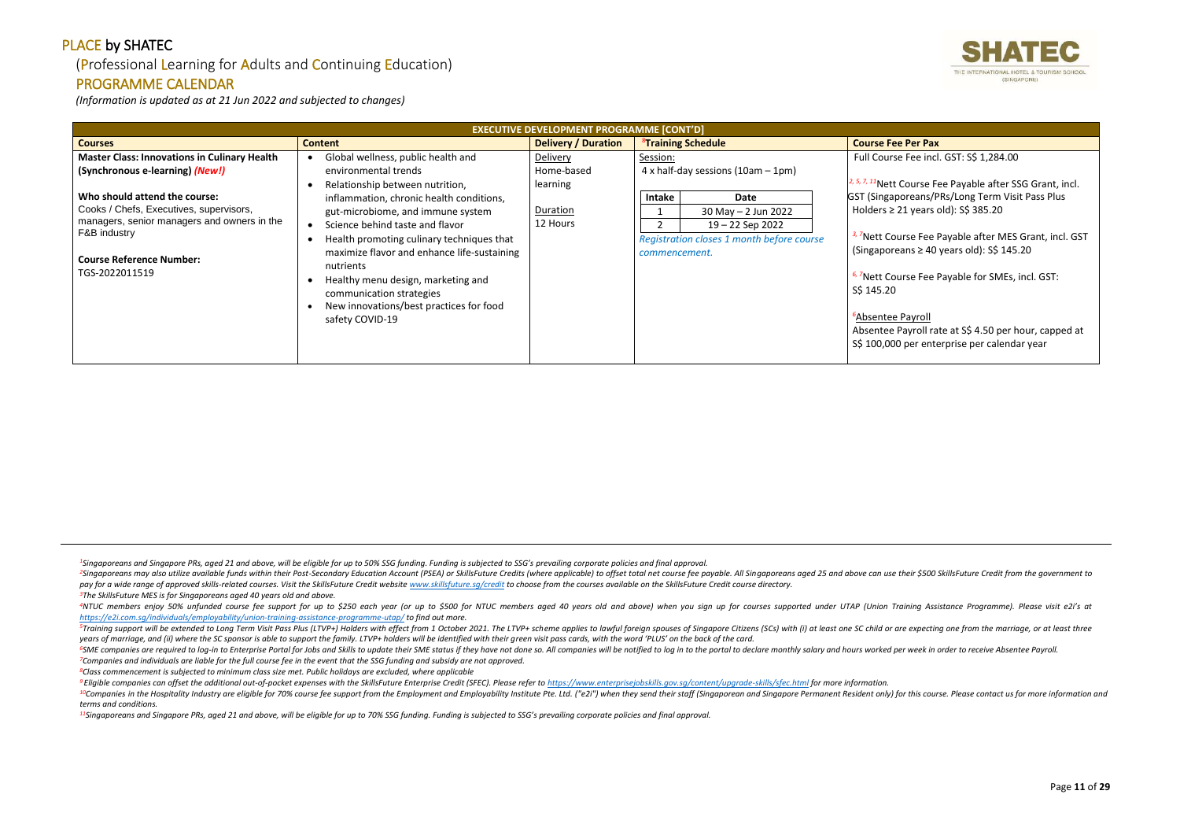# PLACE by SHATEC

(Professional Learning for Adults and Continuing Education)

## PROGRAMME CALENDAR

*(Information is updated as at 21 Jun 2022 and subjected to changes)*

| EXECUTIVE DEVELOPMENT PROGRAMME [CONT'D] | | | | |
|---|---|---|---|---|
| **Courses** | **Content** | **Delivery / Duration** | [8]**Training Schedule** | **Course Fee Per Pax** |
| **Master Class: Innovations in Culinary Health (Synchronous e-learning)** ***(New!)***<br><br>**Who should attend the course:**<br>Cooks / Chefs, Executives, supervisors, managers, senior managers and owners in the F&B industry<br><br>**Course Reference Number:**<br>TGS-2022011519 | • Global wellness, public health and environmental trends<br>• Relationship between nutrition, inflammation, chronic health conditions, gut-microbiome, and immune system<br>• Science behind taste and flavor<br>• Health promoting culinary techniques that maximize flavor and enhance life-sustaining nutrients<br>• Healthy menu design, marketing and communication strategies<br>• New innovations/best practices for food safety COVID-19 | Delivery<br>Home-based learning<br><br>Duration<br>12 Hours | Session:<br>4 x half-day sessions (10am – 1pm)<br><br>Intake 1: 30 May – 2 Jun 2022<br>Intake 2: 19 – 22 Sep 2022<br><br>*Registration closes 1 month before course commencement.* | Full Course Fee incl. GST: S$ 1,284.00<br><br>[2, 5, 7, 11]Nett Course Fee Payable after SSG Grant, incl. GST (Singaporeans/PRs/Long Term Visit Pass Plus Holders ≥ 21 years old): S$ 385.20<br><br>[3, 7]Nett Course Fee Payable after MES Grant, incl. GST (Singaporeans ≥ 40 years old): S$ 145.20<br><br>[6, 7]Nett Course Fee Payable for SMEs, incl. GST: S$ 145.20<br><br>[6]Absentee Payroll<br>Absentee Payroll rate at S$ 4.50 per hour, capped at S$ 100,000 per enterprise per calendar year |

*[1]Singaporeans and Singapore PRs, aged 21 and above, will be eligible for up to 50% SSG funding. Funding is subjected to SSG's prevailing corporate policies and final approval.*

*[2]Singaporeans may also utilize available funds within their Post-Secondary Education Account (PSEA) or SkillsFuture Credits (where applicable) to offset total net course fee payable. All Singaporeans aged 25 and above can use their $500 SkillsFuture Credit from the government to pay for a wide range of approved skills-related courses. Visit the SkillsFuture Credit website www.skillsfuture.sg/credit to choose from the courses available on the SkillsFuture Credit course directory.*

*[3]The SkillsFuture MES is for Singaporeans aged 40 years old and above.*

*[4]NTUC members enjoy 50% unfunded course fee support for up to $250 each year (or up to $500 for NTUC members aged 40 years old and above) when you sign up for courses supported under UTAP (Union Training Assistance Programme). Please visit e2i's at https://e2i.com.sg/individuals/employability/union-training-assistance-programme-utap/ to find out more.*

*[5]Training support will be extended to Long Term Visit Pass Plus (LTVP+) Holders with effect from 1 October 2021. The LTVP+ scheme applies to lawful foreign spouses of Singapore Citizens (SCs) with (i) at least one SC child or are expecting one from the marriage, or at least three years of marriage, and (ii) where the SC sponsor is able to support the family. LTVP+ holders will be identified with their green visit pass cards, with the word 'PLUS' on the back of the card.*

*[6]SME companies are required to log-in to Enterprise Portal for Jobs and Skills to update their SME status if they have not done so. All companies will be notified to log in to the portal to declare monthly salary and hours worked per week in order to receive Absentee Payroll.*

*[7]Companies and individuals are liable for the full course fee in the event that the SSG funding and subsidy are not approved.*

*[8]Class commencement is subjected to minimum class size met. Public holidays are excluded, where applicable*

*[9]Eligible companies can offset the additional out-of-pocket expenses with the SkillsFuture Enterprise Credit (SFEC). Please refer to https://www.enterprisejobskills.gov.sg/content/upgrade-skills/sfec.html for more information.*

*[10]Companies in the Hospitality Industry are eligible for 70% course fee support from the Employment and Employability Institute Pte. Ltd. ("e2i") when they send their staff (Singaporean and Singapore Permanent Resident only) for this course. Please contact us for more information and terms and conditions.*

*[11]Singaporeans and Singapore PRs, aged 21 and above, will be eligible for up to 70% SSG funding. Funding is subjected to SSG's prevailing corporate policies and final approval.*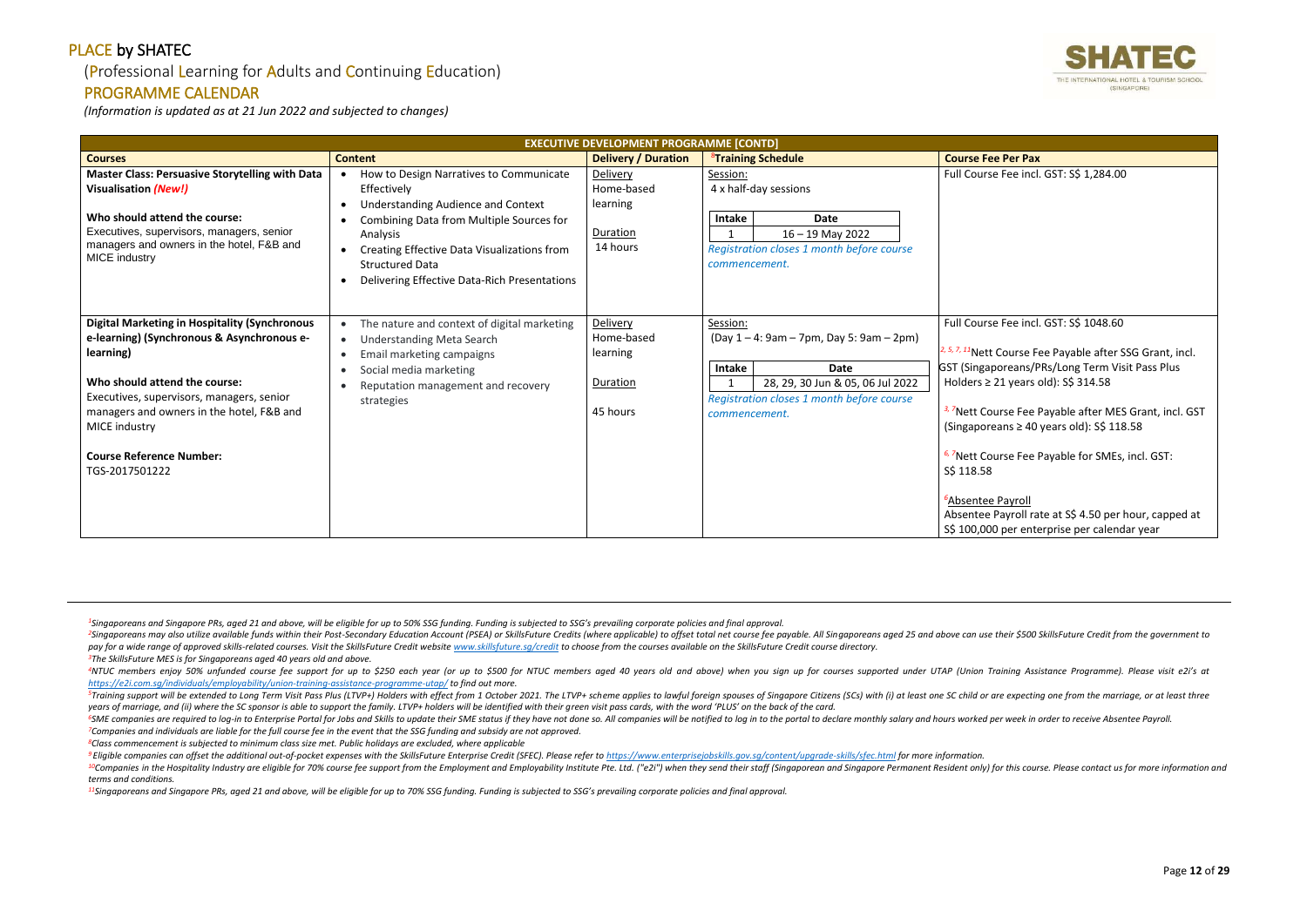# PLACE by SHATEC

## (Professional Learning for Adults and Continuing Education)

## PROGRAMME CALENDAR

*(Information is updated as at 21 Jun 2022 and subjected to changes)*

| EXECUTIVE DEVELOPMENT PROGRAMME [CONTD] | | | | |
|---|---|---|---|---|
| **Courses** | **Content** | **Delivery / Duration** | [8]**Training Schedule** | **Course Fee Per Pax** |
| **Master Class: Persuasive Storytelling with Data Visualisation *(New!)***<br><br>**Who should attend the course:**<br>Executives, supervisors, managers, senior managers and owners in the hotel, F&B and MICE industry | • How to Design Narratives to Communicate Effectively<br>• Understanding Audience and Context<br>• Combining Data from Multiple Sources for Analysis<br>• Creating Effective Data Visualizations from Structured Data<br>• Delivering Effective Data-Rich Presentations | Delivery<br>Home-based learning<br><br>Duration<br>14 hours | Session:<br>4 x half-day sessions<br><br>Intake 1 — Date: 16 – 19 May 2022<br>*Registration closes 1 month before course commencement.* | Full Course Fee incl. GST: S$ 1,284.00 |
| **Digital Marketing in Hospitality (Synchronous e-learning) (Synchronous & Asynchronous e-learning)**<br><br>**Who should attend the course:**<br>Executives, supervisors, managers, senior managers and owners in the hotel, F&B and MICE industry<br><br>**Course Reference Number:**<br>TGS-2017501222 | • The nature and context of digital marketing<br>• Understanding Meta Search<br>• Email marketing campaigns<br>• Social media marketing<br>• Reputation management and recovery strategies | Delivery<br>Home-based learning<br><br>Duration<br>45 hours | Session:<br>(Day 1 – 4: 9am – 7pm, Day 5: 9am – 2pm)<br><br>Intake 1 — Date: 28, 29, 30 Jun & 05, 06 Jul 2022<br>*Registration closes 1 month before course commencement.* | Full Course Fee incl. GST: S$ 1048.60<br><br>[2, 5, 7, 11]Nett Course Fee Payable after SSG Grant, incl. GST (Singaporeans/PRs/Long Term Visit Pass Plus Holders ≥ 21 years old): S$ 314.58<br><br>[3, 7]Nett Course Fee Payable after MES Grant, incl. GST (Singaporeans ≥ 40 years old): S$ 118.58<br><br>[6, 7]Nett Course Fee Payable for SMEs, incl. GST: S$ 118.58<br><br>[6]Absentee Payroll<br>Absentee Payroll rate at S$ 4.50 per hour, capped at S$ 100,000 per enterprise per calendar year |

---

*[1]Singaporeans and Singapore PRs, aged 21 and above, will be eligible for up to 50% SSG funding. Funding is subjected to SSG's prevailing corporate policies and final approval.*
*[2]Singaporeans may also utilize available funds within their Post-Secondary Education Account (PSEA) or SkillsFuture Credits (where applicable) to offset total net course fee payable. All Singaporeans aged 25 and above can use their $500 SkillsFuture Credit from the government to pay for a wide range of approved skills-related courses. Visit the SkillsFuture Credit website www.skillsfuture.sg/credit to choose from the courses available on the SkillsFuture Credit course directory.*
*[3]The SkillsFuture MES is for Singaporeans aged 40 years old and above.*
*[4]NTUC members enjoy 50% unfunded course fee support for up to $250 each year (or up to $500 for NTUC members aged 40 years old and above) when you sign up for courses supported under UTAP (Union Training Assistance Programme). Please visit e2i's at https://e2i.com.sg/individuals/employability/union-training-assistance-programme-utap/ to find out more.*
*[5]Training support will be extended to Long Term Visit Pass Plus (LTVP+) Holders with effect from 1 October 2021. The LTVP+ scheme applies to lawful foreign spouses of Singapore Citizens (SCs) with (i) at least one SC child or are expecting one from the marriage, or at least three years of marriage, and (ii) where the SC sponsor is able to support the family. LTVP+ holders will be identified with their green visit pass cards, with the word 'PLUS' on the back of the card.*
*[6]SME companies are required to log-in to Enterprise Portal for Jobs and Skills to update their SME status if they have not done so. All companies will be notified to log in to the portal to declare monthly salary and hours worked per week in order to receive Absentee Payroll.*
*[7]Companies and individuals are liable for the full course fee in the event that the SSG funding and subsidy are not approved.*
*[8]Class commencement is subjected to minimum class size met. Public holidays are excluded, where applicable*
*[9]Eligible companies can offset the additional out-of-pocket expenses with the SkillsFuture Enterprise Credit (SFEC). Please refer to https://www.enterprisejobskills.gov.sg/content/upgrade-skills/sfec.html for more information.*
*[10]Companies in the Hospitality Industry are eligible for 70% course fee support from the Employment and Employability Institute Pte. Ltd. ("e2i") when they send their staff (Singaporean and Singapore Permanent Resident only) for this course. Please contact us for more information and terms and conditions.*
*[11]Singaporeans and Singapore PRs, aged 21 and above, will be eligible for up to 70% SSG funding. Funding is subjected to SSG's prevailing corporate policies and final approval.*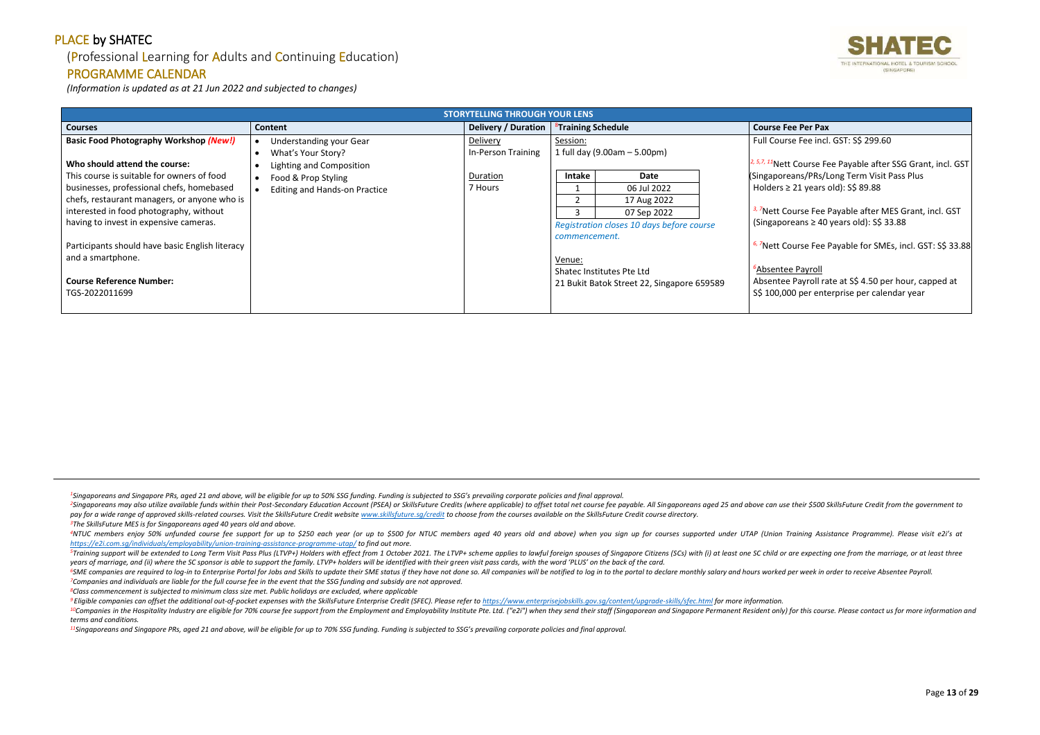# PLACE by SHATEC

(Professional Learning for Adults and Continuing Education)

## PROGRAMME CALENDAR

*(Information is updated as at 21 Jun 2022 and subjected to changes)*

| STORYTELLING THROUGH YOUR LENS | | | | |
|---|---|---|---|---|
| **Courses** | **Content** | **Delivery / Duration** | [8]**Training Schedule** | **Course Fee Per Pax** |
| **Basic Food Photography Workshop *(New!)*** <br><br> **Who should attend the course:** <br> This course is suitable for owners of food businesses, professional chefs, homebased chefs, restaurant managers, or anyone who is interested in food photography, without having to invest in expensive cameras. <br><br> Participants should have basic English literacy and a smartphone. <br><br> **Course Reference Number:** <br> TGS-2022011699 | • Understanding your Gear <br> • What's Your Story? <br> • Lighting and Composition <br> • Food & Prop Styling <br> • Editing and Hands-on Practice | Delivery <br> In-Person Training <br><br> Duration <br> 7 Hours | Session: <br> 1 full day (9.00am – 5.00pm) <br><br> **Intake** / **Date** <br> 1 / 06 Jul 2022 <br> 2 / 17 Aug 2022 <br> 3 / 07 Sep 2022 <br><br> *Registration closes 10 days before course commencement.* <br><br> Venue: <br> Shatec Institutes Pte Ltd <br> 21 Bukit Batok Street 22, Singapore 659589 | Full Course Fee incl. GST: S$ 299.60 <br><br> [2, 5,7, 11]Nett Course Fee Payable after SSG Grant, incl. GST (Singaporeans/PRs/Long Term Visit Pass Plus Holders ≥ 21 years old): S$ 89.88 <br><br> [3, 7]Nett Course Fee Payable after MES Grant, incl. GST (Singaporeans ≥ 40 years old): S$ 33.88 <br><br> [6, 7]Nett Course Fee Payable for SMEs, incl. GST: S$ 33.88 <br><br> [6]Absentee Payroll <br> Absentee Payroll rate at S$ 4.50 per hour, capped at S$ 100,000 per enterprise per calendar year |

*[1]Singaporeans and Singapore PRs, aged 21 and above, will be eligible for up to 50% SSG funding. Funding is subjected to SSG's prevailing corporate policies and final approval.*

*[2]Singaporeans may also utilize available funds within their Post-Secondary Education Account (PSEA) or SkillsFuture Credits (where applicable) to offset total net course fee payable. All Singaporeans aged 25 and above can use their $500 SkillsFuture Credit from the government to pay for a wide range of approved skills-related courses. Visit the SkillsFuture Credit website www.skillsfuture.sg/credit to choose from the courses available on the SkillsFuture Credit course directory.*

*[3]The SkillsFuture MES is for Singaporeans aged 40 years old and above.*

*[4]NTUC members enjoy 50% unfunded course fee support for up to $250 each year (or up to $500 for NTUC members aged 40 years old and above) when you sign up for courses supported under UTAP (Union Training Assistance Programme). Please visit e2i's at https://e2i.com.sg/individuals/employability/union-training-assistance-programme-utap/ to find out more.*

*[5]Training support will be extended to Long Term Visit Pass Plus (LTVP+) Holders with effect from 1 October 2021. The LTVP+ scheme applies to lawful foreign spouses of Singapore Citizens (SCs) with (i) at least one SC child or are expecting one from the marriage, or at least three years of marriage, and (ii) where the SC sponsor is able to support the family. LTVP+ holders will be identified with their green visit pass cards, with the word 'PLUS' on the back of the card.*

*[6]SME companies are required to log-in to Enterprise Portal for Jobs and Skills to update their SME status if they have not done so. All companies will be notified to log in to the portal to declare monthly salary and hours worked per week in order to receive Absentee Payroll.*

*[7]Companies and individuals are liable for the full course fee in the event that the SSG funding and subsidy are not approved.*

*[8]Class commencement is subjected to minimum class size met. Public holidays are excluded, where applicable*

*[9]Eligible companies can offset the additional out-of-pocket expenses with the SkillsFuture Enterprise Credit (SFEC). Please refer to https://www.enterprisejobskills.gov.sg/content/upgrade-skills/sfec.html for more information.*

*[10]Companies in the Hospitality Industry are eligible for 70% course fee support from the Employment and Employability Institute Pte. Ltd. ("e2i") when they send their staff (Singaporean and Singapore Permanent Resident only) for this course. Please contact us for more information and terms and conditions.*

*[11]Singaporeans and Singapore PRs, aged 21 and above, will be eligible for up to 70% SSG funding. Funding is subjected to SSG's prevailing corporate policies and final approval.*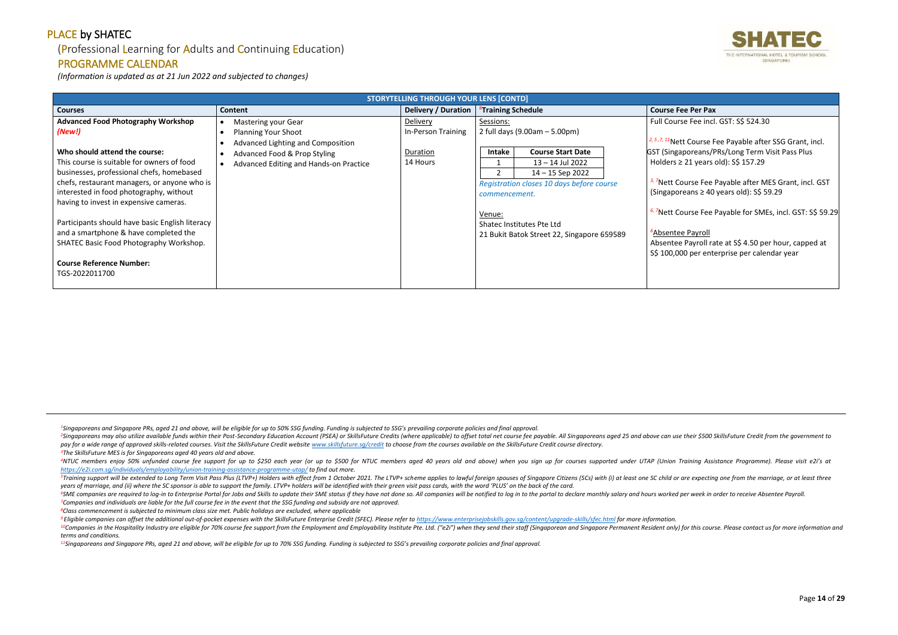# PLACE by SHATEC

## (Professional Learning for Adults and Continuing Education)

## PROGRAMME CALENDAR

*(Information is updated as at 21 Jun 2022 and subjected to changes)*

| STORYTELLING THROUGH YOUR LENS [CONTD] | | | | |
|---|---|---|---|---|
| **Courses** | **Content** | **Delivery / Duration** | [8]**Training Schedule** | **Course Fee Per Pax** |
| **Advanced Food Photography Workshop** ***(New!)***<br><br>**Who should attend the course:**<br>This course is suitable for owners of food businesses, professional chefs, homebased chefs, restaurant managers, or anyone who is interested in food photography, without having to invest in expensive cameras.<br><br>Participants should have basic English literacy and a smartphone & have completed the SHATEC Basic Food Photography Workshop.<br><br>**Course Reference Number:**<br>TGS-2022011700 | • Mastering your Gear<br>• Planning Your Shoot<br>• Advanced Lighting and Composition<br>• Advanced Food & Prop Styling<br>• Advanced Editing and Hands-on Practice | Delivery<br>In-Person Training<br><br>Duration<br>14 Hours | Sessions:<br>2 full days (9.00am – 5.00pm)<br><br>**Intake** / **Course Start Date**<br>1 / 13 – 14 Jul 2022<br>2 / 14 – 15 Sep 2022<br><br>*Registration closes 10 days before course commencement.*<br><br>Venue:<br>Shatec Institutes Pte Ltd<br>21 Bukit Batok Street 22, Singapore 659589 | Full Course Fee incl. GST: S$ 524.30<br><br>[2, 5, 7, 11]Nett Course Fee Payable after SSG Grant, incl. GST (Singaporeans/PRs/Long Term Visit Pass Plus Holders ≥ 21 years old): S$ 157.29<br><br>[3, 7]Nett Course Fee Payable after MES Grant, incl. GST (Singaporeans ≥ 40 years old): S$ 59.29<br><br>[6, 7]Nett Course Fee Payable for SMEs, incl. GST: S$ 59.29<br><br>[6]Absentee Payroll<br>Absentee Payroll rate at S$ 4.50 per hour, capped at S$ 100,000 per enterprise per calendar year |

*[1]Singaporeans and Singapore PRs, aged 21 and above, will be eligible for up to 50% SSG funding. Funding is subjected to SSG's prevailing corporate policies and final approval.*
*[2]Singaporeans may also utilize available funds within their Post-Secondary Education Account (PSEA) or SkillsFuture Credits (where applicable) to offset total net course fee payable. All Singaporeans aged 25 and above can use their $500 SkillsFuture Credit from the government to pay for a wide range of approved skills-related courses. Visit the SkillsFuture Credit website www.skillsfuture.sg/credit to choose from the courses available on the SkillsFuture Credit course directory.*
*[3]The SkillsFuture MES is for Singaporeans aged 40 years old and above.*
*[4]NTUC members enjoy 50% unfunded course fee support for up to $250 each year (or up to $500 for NTUC members aged 40 years old and above) when you sign up for courses supported under UTAP (Union Training Assistance Programme). Please visit e2i's at https://e2i.com.sg/individuals/employability/union-training-assistance-programme-utap/ to find out more.*
*[5]Training support will be extended to Long Term Visit Pass Plus (LTVP+) Holders with effect from 1 October 2021. The LTVP+ scheme applies to lawful foreign spouses of Singapore Citizens (SCs) with (i) at least one SC child or are expecting one from the marriage, or at least three years of marriage, and (ii) where the SC sponsor is able to support the family. LTVP+ holders will be identified with their green visit pass cards, with the word 'PLUS' on the back of the card.*
*[6]SME companies are required to log-in to Enterprise Portal for Jobs and Skills to update their SME status if they have not done so. All companies will be notified to log in to the portal to declare monthly salary and hours worked per week in order to receive Absentee Payroll.*
*[7]Companies and individuals are liable for the full course fee in the event that the SSG funding and subsidy are not approved.*
*[8]Class commencement is subjected to minimum class size met. Public holidays are excluded, where applicable*
*[9]Eligible companies can offset the additional out-of-pocket expenses with the SkillsFuture Enterprise Credit (SFEC). Please refer to https://www.enterprisejobskills.gov.sg/content/upgrade-skills/sfec.html for more information.*
*[10]Companies in the Hospitality Industry are eligible for 70% course fee support from the Employment and Employability Institute Pte. Ltd. ("e2i") when they send their staff (Singaporean and Singapore Permanent Resident only) for this course. Please contact us for more information and terms and conditions.*
*[11]Singaporeans and Singapore PRs, aged 21 and above, will be eligible for up to 70% SSG funding. Funding is subjected to SSG's prevailing corporate policies and final approval.*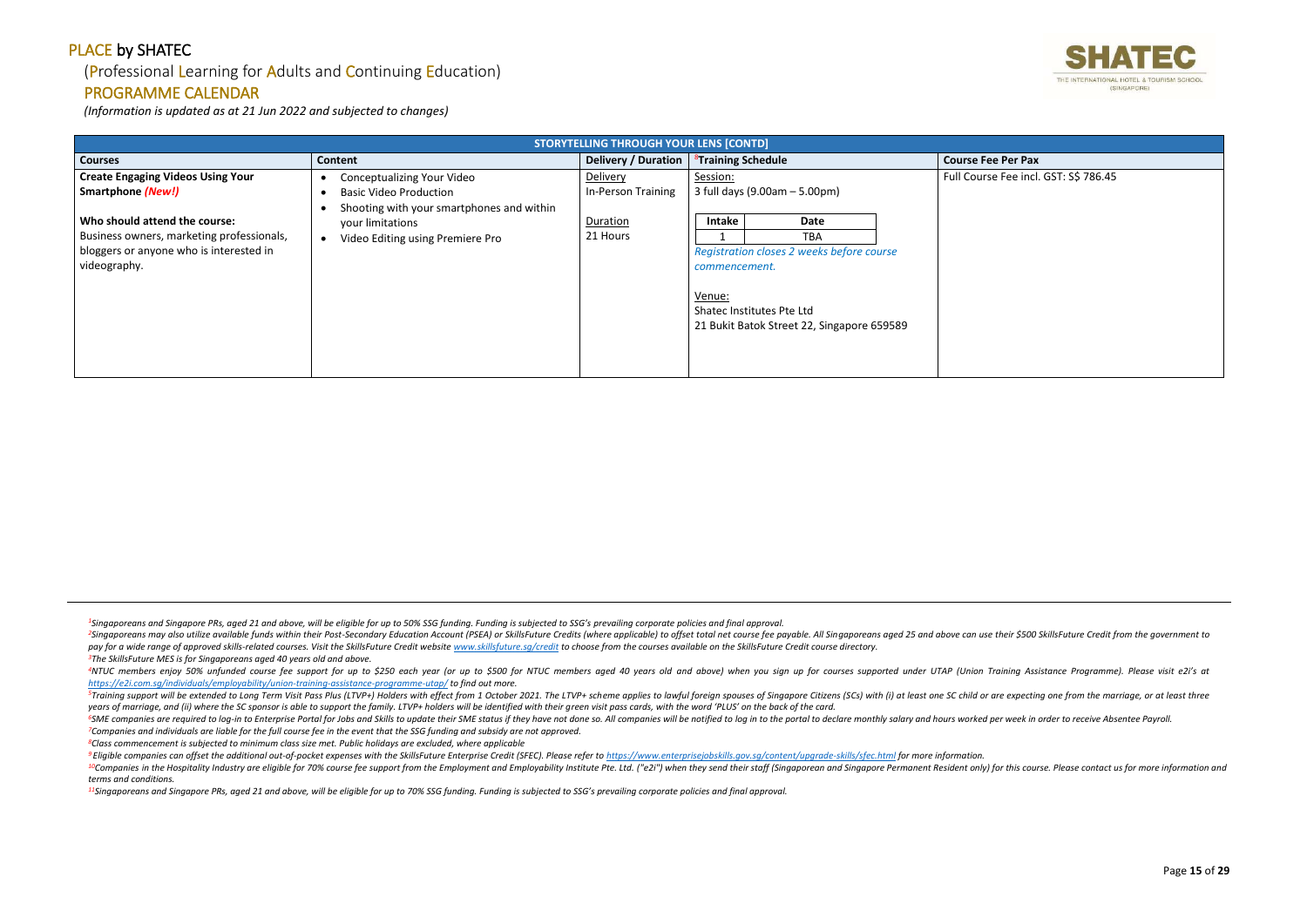# PLACE by SHATEC

## (Professional Learning for Adults and Continuing Education)

## PROGRAMME CALENDAR

*(Information is updated as at 21 Jun 2022 and subjected to changes)*

| STORYTELLING THROUGH YOUR LENS [CONTD] | | | | |
|---|---|---|---|---|
| **Courses** | **Content** | **Delivery / Duration** | [8]**Training Schedule** | **Course Fee Per Pax** |
| **Create Engaging Videos Using Your Smartphone *(New!)*** <br><br> **Who should attend the course:** <br> Business owners, marketing professionals, bloggers or anyone who is interested in videography. | • Conceptualizing Your Video <br> • Basic Video Production <br> • Shooting with your smartphones and within your limitations <br> • Video Editing using Premiere Pro | Delivery <br> In-Person Training <br><br> Duration <br> 21 Hours | Session: <br> 3 full days (9.00am – 5.00pm) <br><br> Intake: 1 — Date: TBA <br> *Registration closes 2 weeks before course commencement.* <br><br> Venue: <br> Shatec Institutes Pte Ltd <br> 21 Bukit Batok Street 22, Singapore 659589 | Full Course Fee incl. GST: S$ 786.45 |

*[1]Singaporeans and Singapore PRs, aged 21 and above, will be eligible for up to 50% SSG funding. Funding is subjected to SSG's prevailing corporate policies and final approval.*

*[2]Singaporeans may also utilize available funds within their Post-Secondary Education Account (PSEA) or SkillsFuture Credits (where applicable) to offset total net course fee payable. All Singaporeans aged 25 and above can use their $500 SkillsFuture Credit from the government to pay for a wide range of approved skills-related courses. Visit the SkillsFuture Credit website www.skillsfuture.sg/credit to choose from the courses available on the SkillsFuture Credit course directory.*

*[3]The SkillsFuture MES is for Singaporeans aged 40 years old and above.*

*[4]NTUC members enjoy 50% unfunded course fee support for up to $250 each year (or up to $500 for NTUC members aged 40 years old and above) when you sign up for courses supported under UTAP (Union Training Assistance Programme). Please visit e2i's at https://e2i.com.sg/individuals/employability/union-training-assistance-programme-utap/ to find out more.*

*[5]Training support will be extended to Long Term Visit Pass Plus (LTVP+) Holders with effect from 1 October 2021. The LTVP+ scheme applies to lawful foreign spouses of Singapore Citizens (SCs) with (i) at least one SC child or are expecting one from the marriage, or at least three years of marriage, and (ii) where the SC sponsor is able to support the family. LTVP+ holders will be identified with their green visit pass cards, with the word 'PLUS' on the back of the card.*

*[6]SME companies are required to log-in to Enterprise Portal for Jobs and Skills to update their SME status if they have not done so. All companies will be notified to log in to the portal to declare monthly salary and hours worked per week in order to receive Absentee Payroll.*

*[7]Companies and individuals are liable for the full course fee in the event that the SSG funding and subsidy are not approved.*

*[8]Class commencement is subjected to minimum class size met. Public holidays are excluded, where applicable*

*[9]Eligible companies can offset the additional out-of-pocket expenses with the SkillsFuture Enterprise Credit (SFEC). Please refer to https://www.enterprisejobskills.gov.sg/content/upgrade-skills/sfec.html for more information.*

*[10]Companies in the Hospitality Industry are eligible for 70% course fee support from the Employment and Employability Institute Pte. Ltd. ("e2i") when they send their staff (Singaporean and Singapore Permanent Resident only) for this course. Please contact us for more information and terms and conditions.*

*[11]Singaporeans and Singapore PRs, aged 21 and above, will be eligible for up to 70% SSG funding. Funding is subjected to SSG's prevailing corporate policies and final approval.*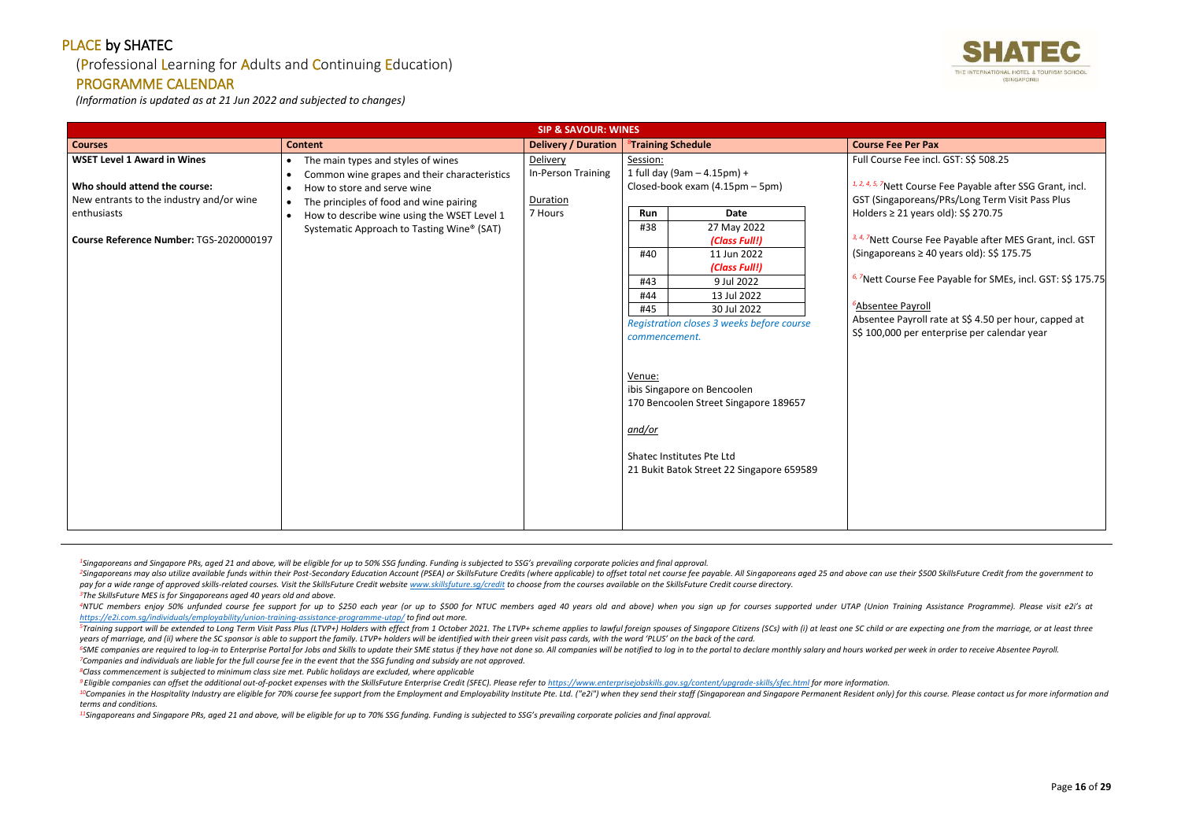# PLACE by SHATEC

## (Professional Learning for Adults and Continuing Education)

## PROGRAMME CALENDAR

*(Information is updated as at 21 Jun 2022 and subjected to changes)*

| SIP & SAVOUR: WINES | | | | |
|---|---|---|---|---|
| **Courses** | **Content** | **Delivery / Duration** | **[8]Training Schedule** | **Course Fee Per Pax** |
| **WSET Level 1 Award in Wines**<br><br>**Who should attend the course:**<br>New entrants to the industry and/or wine enthusiasts<br><br>**Course Reference Number:** TGS-2020000197 | • The main types and styles of wines<br>• Common wine grapes and their characteristics<br>• How to store and serve wine<br>• The principles of food and wine pairing<br>• How to describe wine using the WSET Level 1 Systematic Approach to Tasting Wine® (SAT) | Delivery<br>In-Person Training<br><br>Duration<br>7 Hours | Session:<br>1 full day (9am – 4.15pm) +<br>Closed-book exam (4.15pm – 5pm)<br><br>**Run** / **Date**<br>#38 / 27 May 2022 ***(Class Full!)***<br>#40 / 11 Jun 2022 ***(Class Full!)***<br>#43 / 9 Jul 2022<br>#44 / 13 Jul 2022<br>#45 / 30 Jul 2022<br><br>*Registration closes 3 weeks before course commencement.*<br><br>Venue:<br>ibis Singapore on Bencoolen<br>170 Bencoolen Street Singapore 189657<br><br>*and/or*<br><br>Shatec Institutes Pte Ltd<br>21 Bukit Batok Street 22 Singapore 659589 | Full Course Fee incl. GST: S$ 508.25<br><br>[1, 2, 4, 5, 7]Nett Course Fee Payable after SSG Grant, incl. GST (Singaporeans/PRs/Long Term Visit Pass Plus Holders ≥ 21 years old): S$ 270.75<br><br>[3, 4, 7]Nett Course Fee Payable after MES Grant, incl. GST (Singaporeans ≥ 40 years old): S$ 175.75<br><br>[6, 7]Nett Course Fee Payable for SMEs, incl. GST: S$ 175.75<br><br>[6]Absentee Payroll<br>Absentee Payroll rate at S$ 4.50 per hour, capped at S$ 100,000 per enterprise per calendar year |

*[1]Singaporeans and Singapore PRs, aged 21 and above, will be eligible for up to 50% SSG funding. Funding is subjected to SSG's prevailing corporate policies and final approval.*

*[2]Singaporeans may also utilize available funds within their Post-Secondary Education Account (PSEA) or SkillsFuture Credits (where applicable) to offset total net course fee payable. All Singaporeans aged 25 and above can use their $500 SkillsFuture Credit from the government to pay for a wide range of approved skills-related courses. Visit the SkillsFuture Credit website www.skillsfuture.sg/credit to choose from the courses available on the SkillsFuture Credit course directory.*

*[3]The SkillsFuture MES is for Singaporeans aged 40 years old and above.*

*[4]NTUC members enjoy 50% unfunded course fee support for up to $250 each year (or up to $500 for NTUC members aged 40 years old and above) when you sign up for courses supported under UTAP (Union Training Assistance Programme). Please visit e2i's at https://e2i.com.sg/individuals/employability/union-training-assistance-programme-utap/ to find out more.*

*[5]Training support will be extended to Long Term Visit Pass Plus (LTVP+) Holders with effect from 1 October 2021. The LTVP+ scheme applies to lawful foreign spouses of Singapore Citizens (SCs) with (i) at least one SC child or are expecting one from the marriage, or at least three years of marriage, and (ii) where the SC sponsor is able to support the family. LTVP+ holders will be identified with their green visit pass cards, with the word 'PLUS' on the back of the card.*

*[6]SME companies are required to log-in to Enterprise Portal for Jobs and Skills to update their SME status if they have not done so. All companies will be notified to log in to the portal to declare monthly salary and hours worked per week in order to receive Absentee Payroll.*

*[7]Companies and individuals are liable for the full course fee in the event that the SSG funding and subsidy are not approved.*

*[8]Class commencement is subjected to minimum class size met. Public holidays are excluded, where applicable*

*[9]Eligible companies can offset the additional out-of-pocket expenses with the SkillsFuture Enterprise Credit (SFEC). Please refer to https://www.enterprisejobskills.gov.sg/content/upgrade-skills/sfec.html for more information.*

*[10]Companies in the Hospitality Industry are eligible for 70% course fee support from the Employment and Employability Institute Pte. Ltd. ("e2i") when they send their staff (Singaporean and Singapore Permanent Resident only) for this course. Please contact us for more information and terms and conditions.*

*[11]Singaporeans and Singapore PRs, aged 21 and above, will be eligible for up to 70% SSG funding. Funding is subjected to SSG's prevailing corporate policies and final approval.*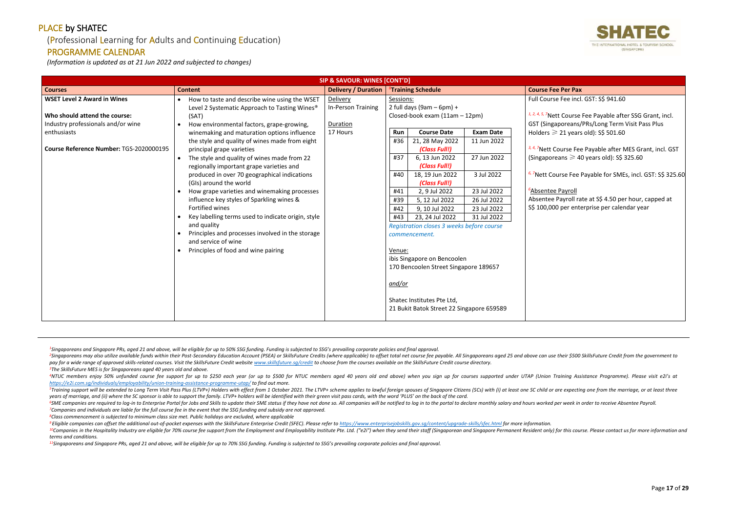# PLACE by SHATEC

(Professional Learning for Adults and Continuing Education)

## PROGRAMME CALENDAR

*(Information is updated as at 21 Jun 2022 and subjected to changes)*

| SIP & SAVOUR: WINES [CONT'D] | | | | |
|---|---|---|---|---|
| **Courses** | **Content** | **Delivery / Duration** | **[8]Training Schedule** | **Course Fee Per Pax** |
| **WSET Level 2 Award in Wines**<br><br>**Who should attend the course:**<br>Industry professionals and/or wine enthusiasts<br><br>**Course Reference Number:** TGS-2020000195 | • How to taste and describe wine using the WSET Level 2 Systematic Approach to Tasting Wines® (SAT)<br>• How environmental factors, grape-growing, winemaking and maturation options influence the style and quality of wines made from eight principal grape varieties<br>• The style and quality of wines made from 22 regionally important grape varieties and produced in over 70 geographical indications (GIs) around the world<br>• How grape varieties and winemaking processes influence key styles of Sparkling wines & Fortified wines<br>• Key labelling terms used to indicate origin, style and quality<br>• Principles and processes involved in the storage and service of wine<br>• Principles of food and wine pairing | Delivery<br>In-Person Training<br><br>Duration<br>17 Hours | Sessions:<br>2 full days (9am – 6pm) +<br>Closed-book exam (11am – 12pm)<br><br>Run / Course Date / Exam Date:<br>#36 / 21, 28 May 2022 *(Class Full!)* / 11 Jun 2022<br>#37 / 6, 13 Jun 2022 *(Class Full!)* / 27 Jun 2022<br>#40 / 18, 19 Jun 2022 *(Class Full!)* / 3 Jul 2022<br>#41 / 2, 9 Jul 2022 / 23 Jul 2022<br>#39 / 5, 12 Jul 2022 / 26 Jul 2022<br>#42 / 9, 10 Jul 2022 / 23 Jul 2022<br>#43 / 23, 24 Jul 2022 / 31 Jul 2022<br>*Registration closes 3 weeks before course commencement.*<br><br>Venue:<br>ibis Singapore on Bencoolen<br>170 Bencoolen Street Singapore 189657<br><br>*and/or*<br><br>Shatec Institutes Pte Ltd,<br>21 Bukit Batok Street 22 Singapore 659589 | Full Course Fee incl. GST: S$ 941.60<br><br>[1, 2, 4, 5, 7]Nett Course Fee Payable after SSG Grant, incl. GST (Singaporeans/PRs/Long Term Visit Pass Plus Holders ⩾ 21 years old): S$ 501.60<br><br>[3, 4, 7]Nett Course Fee Payable after MES Grant, incl. GST (Singaporeans ⩾ 40 years old): S$ 325.60<br><br>[6, 7]Nett Course Fee Payable for SMEs, incl. GST: S$ 325.60<br><br>[6]Absentee Payroll<br>Absentee Payroll rate at S$ 4.50 per hour, capped at S$ 100,000 per enterprise per calendar year |

*[1]Singaporeans and Singapore PRs, aged 21 and above, will be eligible for up to 50% SSG funding. Funding is subjected to SSG's prevailing corporate policies and final approval.*

*[2]Singaporeans may also utilize available funds within their Post-Secondary Education Account (PSEA) or SkillsFuture Credits (where applicable) to offset total net course fee payable. All Singaporeans aged 25 and above can use their $500 SkillsFuture Credit from the government to pay for a wide range of approved skills-related courses. Visit the SkillsFuture Credit website www.skillsfuture.sg/credit to choose from the courses available on the SkillsFuture Credit course directory.*

*[3]The SkillsFuture MES is for Singaporeans aged 40 years old and above.*

*[4]NTUC members enjoy 50% unfunded course fee support for up to $250 each year (or up to $500 for NTUC members aged 40 years old and above) when you sign up for courses supported under UTAP (Union Training Assistance Programme). Please visit e2i's at https://e2i.com.sg/individuals/employability/union-training-assistance-programme-utap/ to find out more.*

*[5]Training support will be extended to Long Term Visit Pass Plus (LTVP+) Holders with effect from 1 October 2021. The LTVP+ scheme applies to lawful foreign spouses of Singapore Citizens (SCs) with (i) at least one SC child or are expecting one from the marriage, or at least three years of marriage, and (ii) where the SC sponsor is able to support the family. LTVP+ holders will be identified with their green visit pass cards, with the word 'PLUS' on the back of the card.*

*[6]SME companies are required to log-in to Enterprise Portal for Jobs and Skills to update their SME status if they have not done so. All companies will be notified to log in to the portal to declare monthly salary and hours worked per week in order to receive Absentee Payroll.*

*[7]Companies and individuals are liable for the full course fee in the event that the SSG funding and subsidy are not approved.*

*[8]Class commencement is subjected to minimum class size met. Public holidays are excluded, where applicable*

*[9]Eligible companies can offset the additional out-of-pocket expenses with the SkillsFuture Enterprise Credit (SFEC). Please refer to https://www.enterprisejobskills.gov.sg/content/upgrade-skills/sfec.html for more information.*

*[10]Companies in the Hospitality Industry are eligible for 70% course fee support from the Employment and Employability Institute Pte. Ltd. ("e2i") when they send their staff (Singaporean and Singapore Permanent Resident only) for this course. Please contact us for more information and terms and conditions.*

*[11]Singaporeans and Singapore PRs, aged 21 and above, will be eligible for up to 70% SSG funding. Funding is subjected to SSG's prevailing corporate policies and final approval.*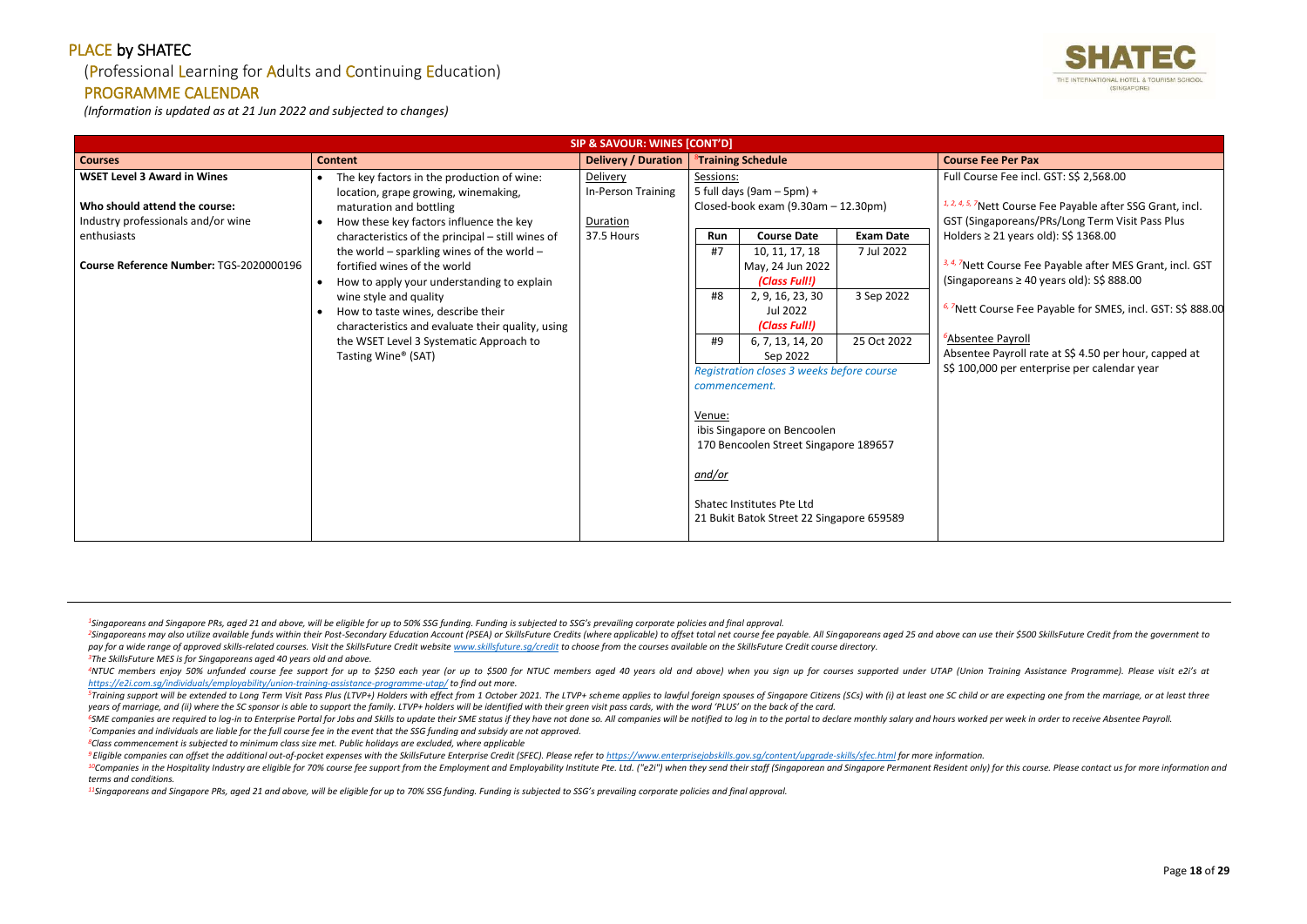# PLACE by SHATEC

## (Professional Learning for Adults and Continuing Education)

## PROGRAMME CALENDAR

*(Information is updated as at 21 Jun 2022 and subjected to changes)*

| SIP & SAVOUR: WINES [CONT'D] | | | | |
|---|---|---|---|---|
| **Courses** | **Content** | **Delivery / Duration** | [8]**Training Schedule** | **Course Fee Per Pax** |
| **WSET Level 3 Award in Wines**<br><br>**Who should attend the course:**<br>Industry professionals and/or wine enthusiasts<br><br>**Course Reference Number:** TGS-2020000196 | • The key factors in the production of wine: location, grape growing, winemaking, maturation and bottling<br>• How these key factors influence the key characteristics of the principal – still wines of the world – sparkling wines of the world – fortified wines of the world<br>• How to apply your understanding to explain wine style and quality<br>• How to taste wines, describe their characteristics and evaluate their quality, using the WSET Level 3 Systematic Approach to Tasting Wine® (SAT) | Delivery<br>In-Person Training<br><br>Duration<br>37.5 Hours | Sessions:<br>5 full days (9am – 5pm) +<br>Closed-book exam (9.30am – 12.30pm)<br><br>**Run** / **Course Date** / **Exam Date**<br>#7 / 10, 11, 17, 18 May, 24 Jun 2022 *(Class Full!)* / 7 Jul 2022<br>#8 / 2, 9, 16, 23, 30 Jul 2022 *(Class Full!)* / 3 Sep 2022<br>#9 / 6, 7, 13, 14, 20 Sep 2022 / 25 Oct 2022<br><br>*Registration closes 3 weeks before course commencement.*<br><br>Venue:<br>ibis Singapore on Bencoolen<br>170 Bencoolen Street Singapore 189657<br><br>*and/or*<br><br>Shatec Institutes Pte Ltd<br>21 Bukit Batok Street 22 Singapore 659589 | Full Course Fee incl. GST: S$ 2,568.00<br><br>[1, 2, 4, 5, 7]Nett Course Fee Payable after SSG Grant, incl. GST (Singaporeans/PRs/Long Term Visit Pass Plus Holders ≥ 21 years old): S$ 1368.00<br><br>[3, 4, 7]Nett Course Fee Payable after MES Grant, incl. GST (Singaporeans ≥ 40 years old): S$ 888.00<br><br>[6, 7]Nett Course Fee Payable for SMES, incl. GST: S$ 888.00<br><br>[6]Absentee Payroll<br>Absentee Payroll rate at S$ 4.50 per hour, capped at S$ 100,000 per enterprise per calendar year |

*[1]Singaporeans and Singapore PRs, aged 21 and above, will be eligible for up to 50% SSG funding. Funding is subjected to SSG's prevailing corporate policies and final approval.*

*[2]Singaporeans may also utilize available funds within their Post-Secondary Education Account (PSEA) or SkillsFuture Credits (where applicable) to offset total net course fee payable. All Singaporeans aged 25 and above can use their $500 SkillsFuture Credit from the government to pay for a wide range of approved skills-related courses. Visit the SkillsFuture Credit website www.skillsfuture.sg/credit to choose from the courses available on the SkillsFuture Credit course directory.*

*[3]The SkillsFuture MES is for Singaporeans aged 40 years old and above.*

*[4]NTUC members enjoy 50% unfunded course fee support for up to $250 each year (or up to $500 for NTUC members aged 40 years old and above) when you sign up for courses supported under UTAP (Union Training Assistance Programme). Please visit e2i's at https://e2i.com.sg/individuals/employability/union-training-assistance-programme-utap/ to find out more.*

*[5]Training support will be extended to Long Term Visit Pass Plus (LTVP+) Holders with effect from 1 October 2021. The LTVP+ scheme applies to lawful foreign spouses of Singapore Citizens (SCs) with (i) at least one SC child or are expecting one from the marriage, or at least three years of marriage, and (ii) where the SC sponsor is able to support the family. LTVP+ holders will be identified with their green visit pass cards, with the word 'PLUS' on the back of the card.*

*[6]SME companies are required to log-in to Enterprise Portal for Jobs and Skills to update their SME status if they have not done so. All companies will be notified to log in to the portal to declare monthly salary and hours worked per week in order to receive Absentee Payroll.*

*[7]Companies and individuals are liable for the full course fee in the event that the SSG funding and subsidy are not approved.*

*[8]Class commencement is subjected to minimum class size met. Public holidays are excluded, where applicable*

*[9]Eligible companies can offset the additional out-of-pocket expenses with the SkillsFuture Enterprise Credit (SFEC). Please refer to https://www.enterprisejobskills.gov.sg/content/upgrade-skills/sfec.html for more information.*

*[10]Companies in the Hospitality Industry are eligible for 70% course fee support from the Employment and Employability Institute Pte. Ltd. ("e2i") when they send their staff (Singaporean and Singapore Permanent Resident only) for this course. Please contact us for more information and terms and conditions.*

*[11]Singaporeans and Singapore PRs, aged 21 and above, will be eligible for up to 70% SSG funding. Funding is subjected to SSG's prevailing corporate policies and final approval.*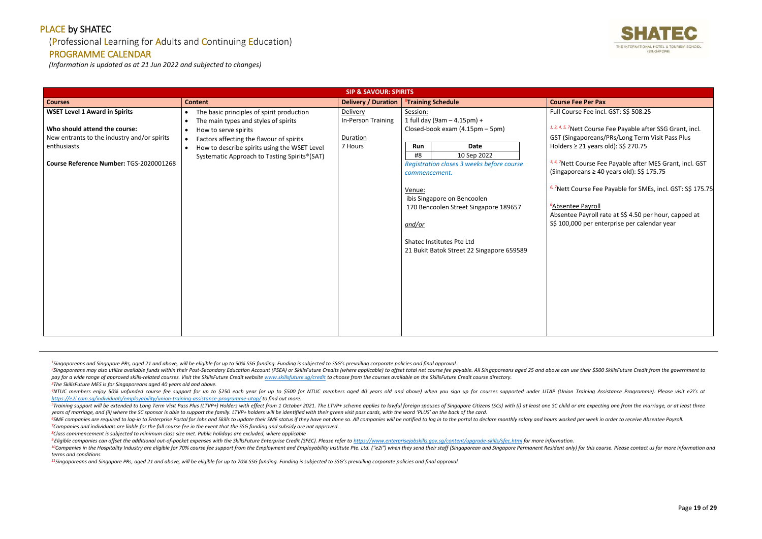# PLACE by SHATEC

(Professional Learning for Adults and Continuing Education)

## PROGRAMME CALENDAR

*(Information is updated as at 21 Jun 2022 and subjected to changes)*

| SIP & SAVOUR: SPIRITS | | | | |
|---|---|---|---|---|
| **Courses** | **Content** | **Delivery / Duration** | **[8]Training Schedule** | **Course Fee Per Pax** |
| **WSET Level 1 Award in Spirits**<br><br>**Who should attend the course:**<br>New entrants to the industry and/or spirits enthusiasts<br><br>**Course Reference Number:** TGS-2020001268 | • The basic principles of spirit production<br>• The main types and styles of spirits<br>• How to serve spirits<br>• Factors affecting the flavour of spirits<br>• How to describe spirits using the WSET Level Systematic Approach to Tasting Spirits®(SAT) | Delivery<br>In-Person Training<br><br>Duration<br>7 Hours | Session:<br>1 full day (9am – 4.15pm) +<br>Closed-book exam (4.15pm – 5pm)<br><br>Run #8 – Date 10 Sep 2022<br><br>*Registration closes 3 weeks before course commencement.*<br><br>Venue:<br>ibis Singapore on Bencoolen<br>170 Bencoolen Street Singapore 189657<br><br>*and/or*<br><br>Shatec Institutes Pte Ltd<br>21 Bukit Batok Street 22 Singapore 659589 | Full Course Fee incl. GST: S$ 508.25<br><br>[1, 2, 4, 5, 7]Nett Course Fee Payable after SSG Grant, incl. GST (Singaporeans/PRs/Long Term Visit Pass Plus Holders ≥ 21 years old): S$ 270.75<br><br>[3, 4, 7]Nett Course Fee Payable after MES Grant, incl. GST (Singaporeans ≥ 40 years old): S$ 175.75<br><br>[6, 7]Nett Course Fee Payable for SMEs, incl. GST: S$ 175.75<br><br>[6]Absentee Payroll<br>Absentee Payroll rate at S$ 4.50 per hour, capped at S$ 100,000 per enterprise per calendar year |

*[1]Singaporeans and Singapore PRs, aged 21 and above, will be eligible for up to 50% SSG funding. Funding is subjected to SSG's prevailing corporate policies and final approval.*

*[2]Singaporeans may also utilize available funds within their Post-Secondary Education Account (PSEA) or SkillsFuture Credits (where applicable) to offset total net course fee payable. All Singaporeans aged 25 and above can use their $500 SkillsFuture Credit from the government to pay for a wide range of approved skills-related courses. Visit the SkillsFuture Credit website www.skillsfuture.sg/credit to choose from the courses available on the SkillsFuture Credit course directory.*

*[3]The SkillsFuture MES is for Singaporeans aged 40 years old and above.*

*[4]NTUC members enjoy 50% unfunded course fee support for up to $250 each year (or up to $500 for NTUC members aged 40 years old and above) when you sign up for courses supported under UTAP (Union Training Assistance Programme). Please visit e2i's at https://e2i.com.sg/individuals/employability/union-training-assistance-programme-utap/ to find out more.*

*[5]Training support will be extended to Long Term Visit Pass Plus (LTVP+) Holders with effect from 1 October 2021. The LTVP+ scheme applies to lawful foreign spouses of Singapore Citizens (SCs) with (i) at least one SC child or are expecting one from the marriage, or at least three years of marriage, and (ii) where the SC sponsor is able to support the family. LTVP+ holders will be identified with their green visit pass cards, with the word 'PLUS' on the back of the card.*

*[6]SME companies are required to log-in to Enterprise Portal for Jobs and Skills to update their SME status if they have not done so. All companies will be notified to log in to the portal to declare monthly salary and hours worked per week in order to receive Absentee Payroll.*

*[7]Companies and individuals are liable for the full course fee in the event that the SSG funding and subsidy are not approved.*

*[8]Class commencement is subjected to minimum class size met. Public holidays are excluded, where applicable*

*[9]Eligible companies can offset the additional out-of-pocket expenses with the SkillsFuture Enterprise Credit (SFEC). Please refer to https://www.enterprisejobskills.gov.sg/content/upgrade-skills/sfec.html for more information.*

*[10]Companies in the Hospitality Industry are eligible for 70% course fee support from the Employment and Employability Institute Pte. Ltd. ("e2i") when they send their staff (Singaporean and Singapore Permanent Resident only) for this course. Please contact us for more information and terms and conditions.*

*[11]Singaporeans and Singapore PRs, aged 21 and above, will be eligible for up to 70% SSG funding. Funding is subjected to SSG's prevailing corporate policies and final approval.*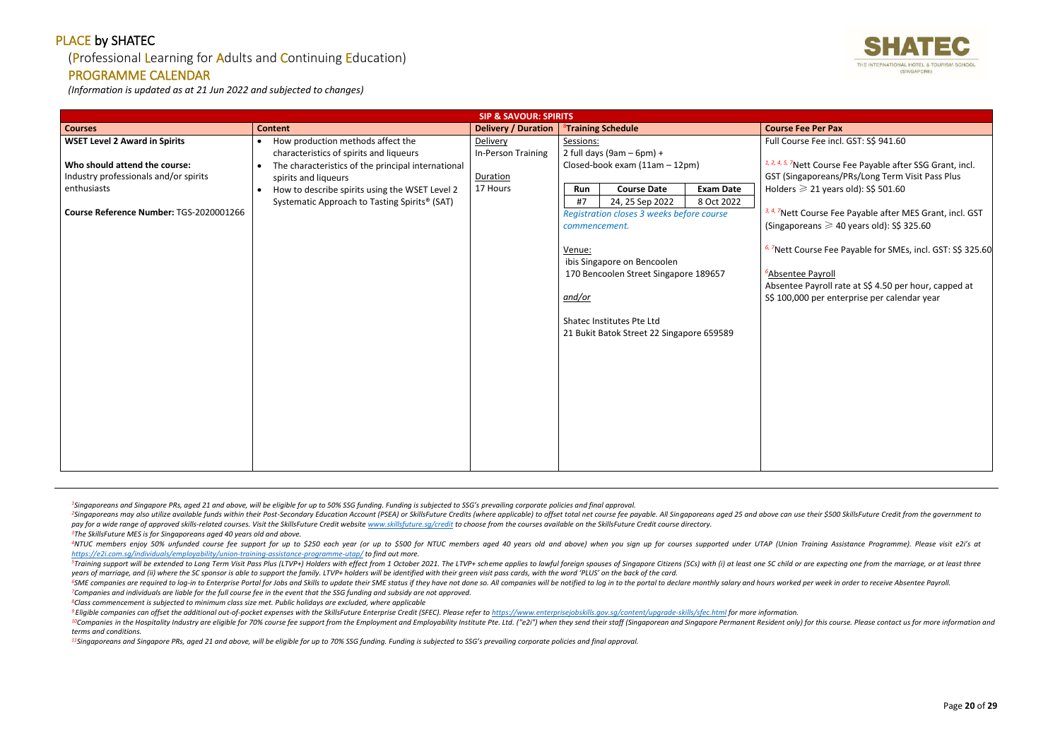# PLACE by SHATEC

(Professional Learning for Adults and Continuing Education)

## PROGRAMME CALENDAR

*(Information is updated as at 21 Jun 2022 and subjected to changes)*

| SIP & SAVOUR: SPIRITS | | | | |
|---|---|---|---|---|
| **Courses** | **Content** | **Delivery / Duration** | [8]**Training Schedule** | **Course Fee Per Pax** |
| **WSET Level 2 Award in Spirits**<br><br>**Who should attend the course:**<br>Industry professionals and/or spirits enthusiasts<br><br>**Course Reference Number:** TGS-2020001266 | • How production methods affect the characteristics of spirits and liqueurs<br>• The characteristics of the principal international spirits and liqueurs<br>• How to describe spirits using the WSET Level 2 Systematic Approach to Tasting Spirits® (SAT) | Delivery<br>In-Person Training<br><br>Duration<br>17 Hours | Sessions:<br>2 full days (9am – 6pm) +<br>Closed-book exam (11am – 12pm)<br><br>Run: #7 / Course Date: 24, 25 Sep 2022 / Exam Date: 8 Oct 2022<br><br>*Registration closes 3 weeks before course commencement.*<br><br>Venue:<br>ibis Singapore on Bencoolen<br>170 Bencoolen Street Singapore 189657<br><br>*and/or*<br><br>Shatec Institutes Pte Ltd<br>21 Bukit Batok Street 22 Singapore 659589 | Full Course Fee incl. GST: S$ 941.60<br><br>[1, 2, 4, 5, 7]Nett Course Fee Payable after SSG Grant, incl. GST (Singaporeans/PRs/Long Term Visit Pass Plus Holders ⩾ 21 years old): S$ 501.60<br><br>[3, 4, 7]Nett Course Fee Payable after MES Grant, incl. GST (Singaporeans ⩾ 40 years old): S$ 325.60<br><br>[6, 7]Nett Course Fee Payable for SMEs, incl. GST: S$ 325.60<br><br>[6]Absentee Payroll<br>Absentee Payroll rate at S$ 4.50 per hour, capped at S$ 100,000 per enterprise per calendar year |

[1]*Singaporeans and Singapore PRs, aged 21 and above, will be eligible for up to 50% SSG funding. Funding is subjected to SSG's prevailing corporate policies and final approval.*

[2]*Singaporeans may also utilize available funds within their Post-Secondary Education Account (PSEA) or SkillsFuture Credits (where applicable) to offset total net course fee payable. All Singaporeans aged 25 and above can use their $500 SkillsFuture Credit from the government to pay for a wide range of approved skills-related courses. Visit the SkillsFuture Credit website www.skillsfuture.sg/credit to choose from the courses available on the SkillsFuture Credit course directory.*

[3]*The SkillsFuture MES is for Singaporeans aged 40 years old and above.*

[4]*NTUC members enjoy 50% unfunded course fee support for up to $250 each year (or up to $500 for NTUC members aged 40 years old and above) when you sign up for courses supported under UTAP (Union Training Assistance Programme). Please visit e2i's at https://e2i.com.sg/individuals/employability/union-training-assistance-programme-utap/ to find out more.*

[5]*Training support will be extended to Long Term Visit Pass Plus (LTVP+) Holders with effect from 1 October 2021. The LTVP+ scheme applies to lawful foreign spouses of Singapore Citizens (SCs) with (i) at least one SC child or are expecting one from the marriage, or at least three years of marriage, and (ii) where the SC sponsor is able to support the family. LTVP+ holders will be identified with their green visit pass cards, with the word 'PLUS' on the back of the card.*

[6]*SME companies are required to log-in to Enterprise Portal for Jobs and Skills to update their SME status if they have not done so. All companies will be notified to log in to the portal to declare monthly salary and hours worked per week in order to receive Absentee Payroll.*

[7]*Companies and individuals are liable for the full course fee in the event that the SSG funding and subsidy are not approved.*

[8]*Class commencement is subjected to minimum class size met. Public holidays are excluded, where applicable*

[9]*Eligible companies can offset the additional out-of-pocket expenses with the SkillsFuture Enterprise Credit (SFEC). Please refer to https://www.enterprisejobskills.gov.sg/content/upgrade-skills/sfec.html for more information.*

[10]*Companies in the Hospitality Industry are eligible for 70% course fee support from the Employment and Employability Institute Pte. Ltd. ("e2i") when they send their staff (Singaporean and Singapore Permanent Resident only) for this course. Please contact us for more information and terms and conditions.*

[11]*Singaporeans and Singapore PRs, aged 21 and above, will be eligible for up to 70% SSG funding. Funding is subjected to SSG's prevailing corporate policies and final approval.*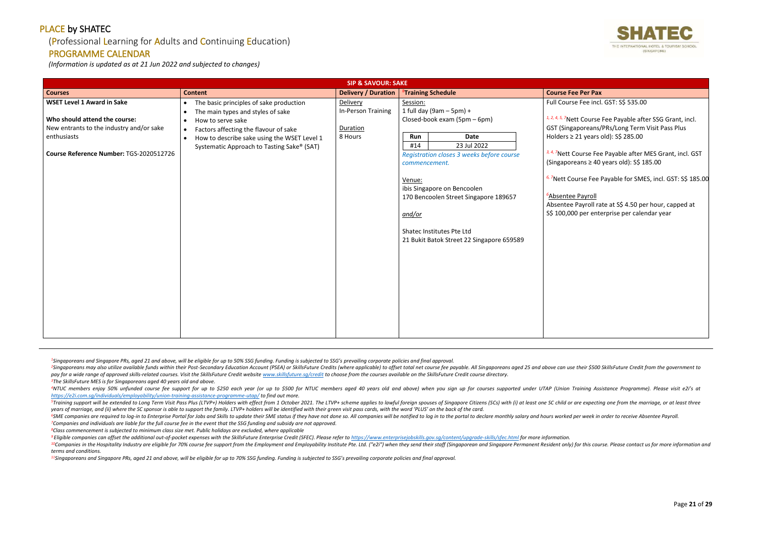# PLACE by SHATEC

(Professional Learning for Adults and Continuing Education)

## PROGRAMME CALENDAR

*(Information is updated as at 21 Jun 2022 and subjected to changes)*

| SIP & SAVOUR: SAKE | | | | |
|---|---|---|---|---|
| **Courses** | **Content** | **Delivery / Duration** | [8]**Training Schedule** | **Course Fee Per Pax** |
| **WSET Level 1 Award in Sake**<br><br>**Who should attend the course:**<br>New entrants to the industry and/or sake enthusiasts<br><br>**Course Reference Number:** TGS-2020512726 | • The basic principles of sake production<br>• The main types and styles of sake<br>• How to serve sake<br>• Factors affecting the flavour of sake<br>• How to describe sake using the WSET Level 1 Systematic Approach to Tasting Sake® (SAT) | Delivery<br>In-Person Training<br><br>Duration<br>8 Hours | Session:<br>1 full day (9am – 5pm) + Closed-book exam (5pm – 6pm)<br><br>**Run** / **Date**<br>#14 / 23 Jul 2022<br><br>*Registration closes 3 weeks before course commencement.*<br><br>Venue:<br>ibis Singapore on Bencoolen<br>170 Bencoolen Street Singapore 189657<br><br>*and/or*<br><br>Shatec Institutes Pte Ltd<br>21 Bukit Batok Street 22 Singapore 659589 | Full Course Fee incl. GST: S$ 535.00<br><br>[1, 2, 4, 5, 7]Nett Course Fee Payable after SSG Grant, incl. GST (Singaporeans/PRs/Long Term Visit Pass Plus Holders ≥ 21 years old): S$ 285.00<br><br>[3, 4, 7]Nett Course Fee Payable after MES Grant, incl. GST (Singaporeans ≥ 40 years old): S$ 185.00<br><br>[6, 7]Nett Course Fee Payable for SMES, incl. GST: S$ 185.00<br><br>[6]Absentee Payroll<br>Absentee Payroll rate at S$ 4.50 per hour, capped at S$ 100,000 per enterprise per calendar year |

*[1]Singaporeans and Singapore PRs, aged 21 and above, will be eligible for up to 50% SSG funding. Funding is subjected to SSG's prevailing corporate policies and final approval.*

*[2]Singaporeans may also utilize available funds within their Post-Secondary Education Account (PSEA) or SkillsFuture Credits (where applicable) to offset total net course fee payable. All Singaporeans aged 25 and above can use their $500 SkillsFuture Credit from the government to pay for a wide range of approved skills-related courses. Visit the SkillsFuture Credit website www.skillsfuture.sg/credit to choose from the courses available on the SkillsFuture Credit course directory.*

*[3]The SkillsFuture MES is for Singaporeans aged 40 years old and above.*

*[4]NTUC members enjoy 50% unfunded course fee support for up to $250 each year (or up to $500 for NTUC members aged 40 years old and above) when you sign up for courses supported under UTAP (Union Training Assistance Programme). Please visit e2i's at https://e2i.com.sg/individuals/employability/union-training-assistance-programme-utap/ to find out more.*

*[5]Training support will be extended to Long Term Visit Pass Plus (LTVP+) Holders with effect from 1 October 2021. The LTVP+ scheme applies to lawful foreign spouses of Singapore Citizens (SCs) with (i) at least one SC child or are expecting one from the marriage, or at least three years of marriage, and (ii) where the SC sponsor is able to support the family. LTVP+ holders will be identified with their green visit pass cards, with the word 'PLUS' on the back of the card.*

*[6]SME companies are required to log-in to Enterprise Portal for Jobs and Skills to update their SME status if they have not done so. All companies will be notified to log in to the portal to declare monthly salary and hours worked per week in order to receive Absentee Payroll.*

*[7]Companies and individuals are liable for the full course fee in the event that the SSG funding and subsidy are not approved.*

*[8]Class commencement is subjected to minimum class size met. Public holidays are excluded, where applicable*

*[9]Eligible companies can offset the additional out-of-pocket expenses with the SkillsFuture Enterprise Credit (SFEC). Please refer to https://www.enterprisejobskills.gov.sg/content/upgrade-skills/sfec.html for more information.*

*[10]Companies in the Hospitality Industry are eligible for 70% course fee support from the Employment and Employability Institute Pte. Ltd. ("e2i") when they send their staff (Singaporean and Singapore Permanent Resident only) for this course. Please contact us for more information and terms and conditions.*

*[11]Singaporeans and Singapore PRs, aged 21 and above, will be eligible for up to 70% SSG funding. Funding is subjected to SSG's prevailing corporate policies and final approval.*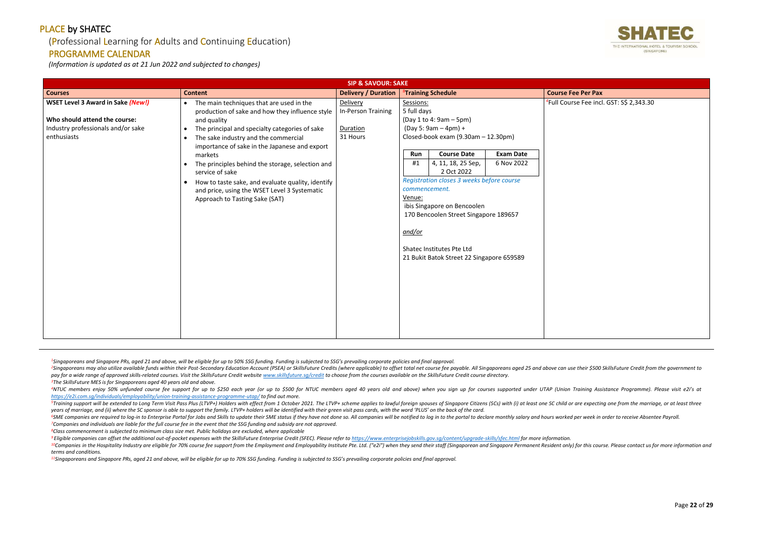# PLACE by SHATEC

## (Professional Learning for Adults and Continuing Education)

## PROGRAMME CALENDAR

*(Information is updated as at 21 Jun 2022 and subjected to changes)*

| SIP & SAVOUR: SAKE | | | | |
|---|---|---|---|---|
| **Courses** | **Content** | **Delivery / Duration** | [8]**Training Schedule** | **Course Fee Per Pax** |
| **WSET Level 3 Award in Sake *(New!)*** <br><br> **Who should attend the course:** <br> Industry professionals and/or sake enthusiasts | • The main techniques that are used in the production of sake and how they influence style and quality <br> • The principal and specialty categories of sake <br> • The sake industry and the commercial importance of sake in the Japanese and export markets <br> • The principles behind the storage, selection and service of sake <br> • How to taste sake, and evaluate quality, identify and price, using the WSET Level 3 Systematic Approach to Tasting Sake (SAT) | Delivery <br> In-Person Training <br><br> Duration <br> 31 Hours | Sessions: <br> 5 full days <br> (Day 1 to 4: 9am – 5pm) <br> (Day 5: 9am – 4pm) + <br> Closed-book exam (9.30am – 12.30pm) <br><br> Run: #1 / Course Date: 4, 11, 18, 25 Sep, 2 Oct 2022 / Exam Date: 6 Nov 2022 <br><br> *Registration closes 3 weeks before course commencement.* <br><br> Venue: <br> ibis Singapore on Bencoolen <br> 170 Bencoolen Street Singapore 189657 <br><br> *and/or* <br><br> Shatec Institutes Pte Ltd <br> 21 Bukit Batok Street 22 Singapore 659589 | [4]Full Course Fee incl. GST: S$ 2,343.30 |

*[1]Singaporeans and Singapore PRs, aged 21 and above, will be eligible for up to 50% SSG funding. Funding is subjected to SSG's prevailing corporate policies and final approval.*

*[2]Singaporeans may also utilize available funds within their Post-Secondary Education Account (PSEA) or SkillsFuture Credits (where applicable) to offset total net course fee payable. All Singaporeans aged 25 and above can use their $500 SkillsFuture Credit from the government to pay for a wide range of approved skills-related courses. Visit the SkillsFuture Credit website www.skillsfuture.sg/credit to choose from the courses available on the SkillsFuture Credit course directory.*

*[3]The SkillsFuture MES is for Singaporeans aged 40 years old and above.*

*[4]NTUC members enjoy 50% unfunded course fee support for up to $250 each year (or up to $500 for NTUC members aged 40 years old and above) when you sign up for courses supported under UTAP (Union Training Assistance Programme). Please visit e2i's at https://e2i.com.sg/individuals/employability/union-training-assistance-programme-utap/ to find out more.*

*[5]Training support will be extended to Long Term Visit Pass Plus (LTVP+) Holders with effect from 1 October 2021. The LTVP+ scheme applies to lawful foreign spouses of Singapore Citizens (SCs) with (i) at least one SC child or are expecting one from the marriage, or at least three years of marriage, and (ii) where the SC sponsor is able to support the family. LTVP+ holders will be identified with their green visit pass cards, with the word 'PLUS' on the back of the card.*

*[6]SME companies are required to log-in to Enterprise Portal for Jobs and Skills to update their SME status if they have not done so. All companies will be notified to log in to the portal to declare monthly salary and hours worked per week in order to receive Absentee Payroll.*

*[7]Companies and individuals are liable for the full course fee in the event that the SSG funding and subsidy are not approved.*

*[8]Class commencement is subjected to minimum class size met. Public holidays are excluded, where applicable*

*[9]Eligible companies can offset the additional out-of-pocket expenses with the SkillsFuture Enterprise Credit (SFEC). Please refer to https://www.enterprisejobskills.gov.sg/content/upgrade-skills/sfec.html for more information.*

*[10]Companies in the Hospitality Industry are eligible for 70% course fee support from the Employment and Employability Institute Pte. Ltd. ("e2i") when they send their staff (Singaporean and Singapore Permanent Resident only) for this course. Please contact us for more information and terms and conditions.*

*[11]Singaporeans and Singapore PRs, aged 21 and above, will be eligible for up to 70% SSG funding. Funding is subjected to SSG's prevailing corporate policies and final approval.*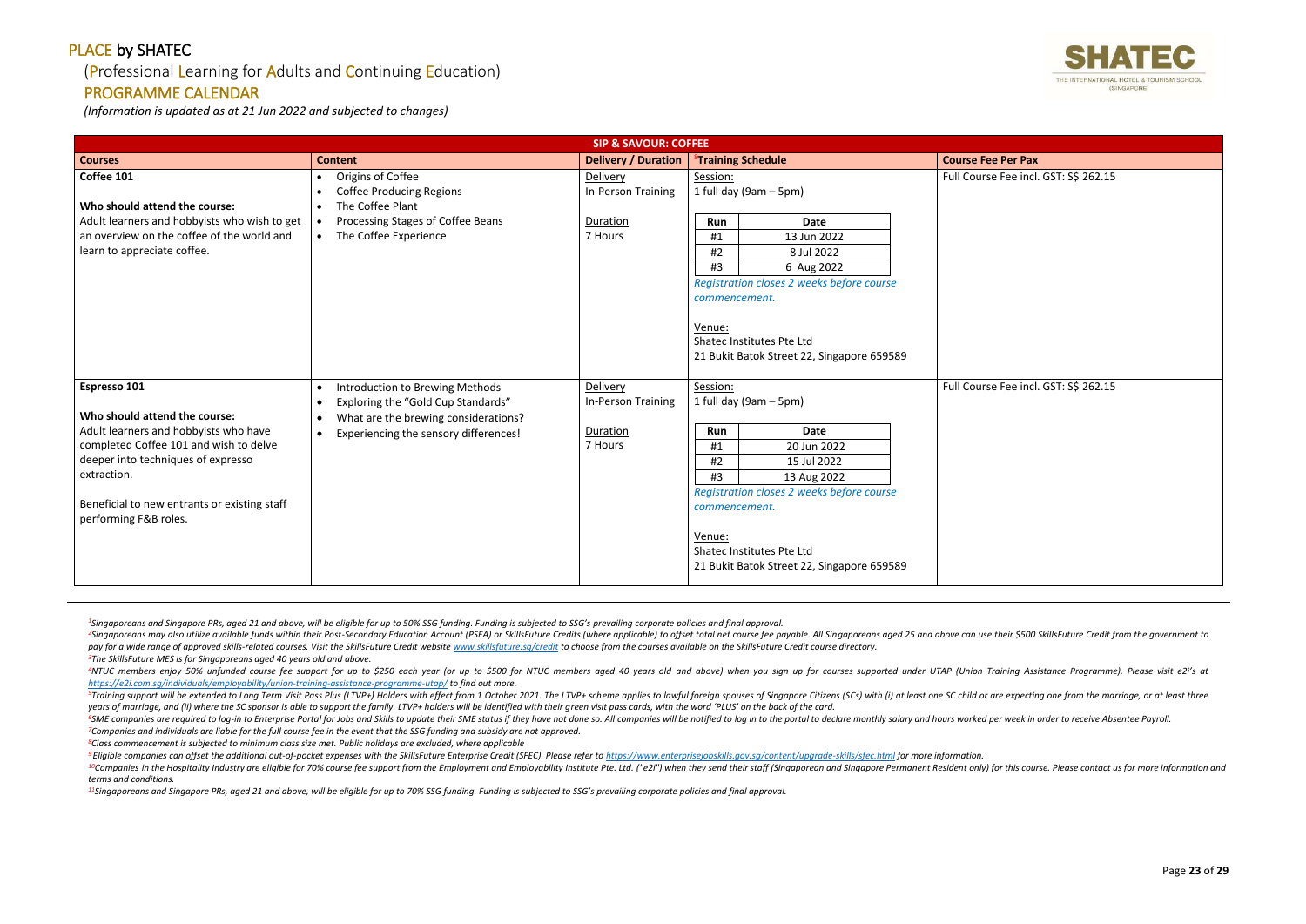# PLACE by SHATEC

## (Professional Learning for Adults and Continuing Education)

## PROGRAMME CALENDAR

*(Information is updated as at 21 Jun 2022 and subjected to changes)*

| SIP & SAVOUR: COFFEE | | | | |
|---|---|---|---|---|
| **Courses** | **Content** | **Delivery / Duration** | [5]**Training Schedule** | **Course Fee Per Pax** |
| **Coffee 101**<br><br>**Who should attend the course:**<br>Adult learners and hobbyists who wish to get an overview on the coffee of the world and learn to appreciate coffee. | • Origins of Coffee<br>• Coffee Producing Regions<br>• The Coffee Plant<br>• Processing Stages of Coffee Beans<br>• The Coffee Experience | Delivery<br>In-Person Training<br><br>Duration<br>7 Hours | Session:<br>1 full day (9am – 5pm)<br><br>Run / Date<br>#1 13 Jun 2022<br>#2 8 Jul 2022<br>#3 6 Aug 2022<br>*Registration closes 2 weeks before course commencement.*<br><br>Venue:<br>Shatec Institutes Pte Ltd<br>21 Bukit Batok Street 22, Singapore 659589 | Full Course Fee incl. GST: S$ 262.15 |
| **Espresso 101**<br><br>**Who should attend the course:**<br>Adult learners and hobbyists who have completed Coffee 101 and wish to delve deeper into techniques of expresso extraction.<br><br>Beneficial to new entrants or existing staff performing F&B roles. | • Introduction to Brewing Methods<br>• Exploring the "Gold Cup Standards"<br>• What are the brewing considerations?<br>• Experiencing the sensory differences! | Delivery<br>In-Person Training<br><br>Duration<br>7 Hours | Session:<br>1 full day (9am – 5pm)<br><br>Run / Date<br>#1 20 Jun 2022<br>#2 15 Jul 2022<br>#3 13 Aug 2022<br>*Registration closes 2 weeks before course commencement.*<br><br>Venue:<br>Shatec Institutes Pte Ltd<br>21 Bukit Batok Street 22, Singapore 659589 | Full Course Fee incl. GST: S$ 262.15 |

[1]*Singaporeans and Singapore PRs, aged 21 and above, will be eligible for up to 50% SSG funding. Funding is subjected to SSG's prevailing corporate policies and final approval.*

[2]*Singaporeans may also utilize available funds within their Post-Secondary Education Account (PSEA) or SkillsFuture Credits (where applicable) to offset total net course fee payable. All Singaporeans aged 25 and above can use their $500 SkillsFuture Credit from the government to pay for a wide range of approved skills-related courses. Visit the SkillsFuture Credit website www.skillsfuture.sg/credit to choose from the courses available on the SkillsFuture Credit course directory.*

[3]*The SkillsFuture MES is for Singaporeans aged 40 years old and above.*

[4]*NTUC members enjoy 50% unfunded course fee support for up to $250 each year (or up to $500 for NTUC members aged 40 years old and above) when you sign up for courses supported under UTAP (Union Training Assistance Programme). Please visit e2i's at https://e2i.com.sg/individuals/employability/union-training-assistance-programme-utap/ to find out more.*

[5]*Training support will be extended to Long Term Visit Pass Plus (LTVP+) Holders with effect from 1 October 2021. The LTVP+ scheme applies to lawful foreign spouses of Singapore Citizens (SCs) with (i) at least one SC child or are expecting one from the marriage, or at least three years of marriage, and (ii) where the SC sponsor is able to support the family. LTVP+ holders will be identified with their green visit pass cards, with the word 'PLUS' on the back of the card.*

[6]*SME companies are required to log-in to Enterprise Portal for Jobs and Skills to update their SME status if they have not done so. All companies will be notified to log in to the portal to declare monthly salary and hours worked per week in order to receive Absentee Payroll.*

[7]*Companies and individuals are liable for the full course fee in the event that the SSG funding and subsidy are not approved.*

[8]*Class commencement is subjected to minimum class size met. Public holidays are excluded, where applicable*

[9]*Eligible companies can offset the additional out-of-pocket expenses with the SkillsFuture Enterprise Credit (SFEC). Please refer to https://www.enterprisejobskills.gov.sg/content/upgrade-skills/sfec.html for more information.*

[10]*Companies in the Hospitality Industry are eligible for 70% course fee support from the Employment and Employability Institute Pte. Ltd. ("e2i") when they send their staff (Singaporean and Singapore Permanent Resident only) for this course. Please contact us for more information and terms and conditions.*

[11]*Singaporeans and Singapore PRs, aged 21 and above, will be eligible for up to 70% SSG funding. Funding is subjected to SSG's prevailing corporate policies and final approval.*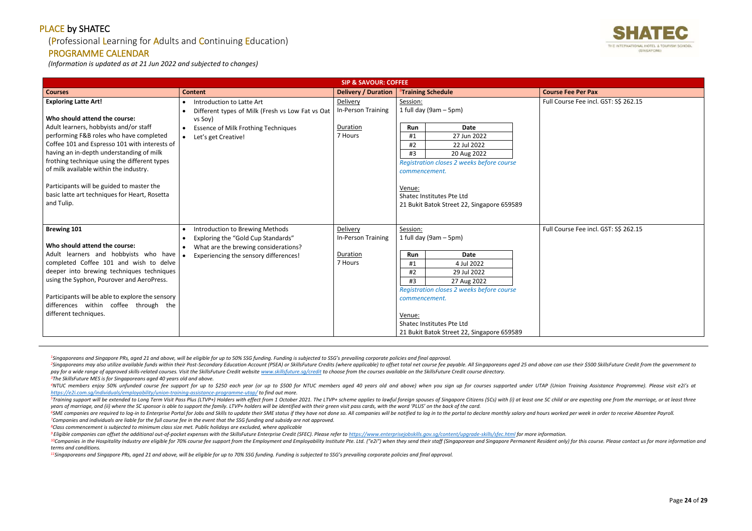# PLACE by SHATEC

## (Professional Learning for Adults and Continuing Education)

## PROGRAMME CALENDAR

*(Information is updated as at 21 Jun 2022 and subjected to changes)*

| SIP & SAVOUR: COFFEE | | | | |
|---|---|---|---|---|
| **Courses** | **Content** | **Delivery / Duration** | **[8]Training Schedule** | **Course Fee Per Pax** |
| **Exploring Latte Art!**<br><br>**Who should attend the course:**<br>Adult learners, hobbyists and/or staff performing F&B roles who have completed Coffee 101 and Espresso 101 with interests of having an in-depth understanding of milk frothing technique using the different types of milk available within the industry.<br><br>Participants will be guided to master the basic latte art techniques for Heart, Rosetta and Tulip. | • Introduction to Latte Art<br>• Different types of Milk (Fresh vs Low Fat vs Oat vs Soy)<br>• Essence of Milk Frothing Techniques<br>• Let's get Creative! | Delivery<br>In-Person Training<br><br>Duration<br>7 Hours | Session:<br>1 full day (9am – 5pm)<br><br>Run / Date<br>#1 27 Jun 2022<br>#2 22 Jul 2022<br>#3 20 Aug 2022<br><br>*Registration closes 2 weeks before course commencement.*<br><br>Venue:<br>Shatec Institutes Pte Ltd<br>21 Bukit Batok Street 22, Singapore 659589 | Full Course Fee incl. GST: S$ 262.15 |
| **Brewing 101**<br><br>**Who should attend the course:**<br>Adult learners and hobbyists who have completed Coffee 101 and wish to delve deeper into brewing techniques using the Syphon, Pourover and AeroPress.<br><br>Participants will be able to explore the sensory differences within coffee through the different techniques. | • Introduction to Brewing Methods<br>• Exploring the "Gold Cup Standards"<br>• What are the brewing considerations?<br>• Experiencing the sensory differences! | Delivery<br>In-Person Training<br><br>Duration<br>7 Hours | Session:<br>1 full day (9am – 5pm)<br><br>Run / Date<br>#1 4 Jul 2022<br>#2 29 Jul 2022<br>#3 27 Aug 2022<br><br>*Registration closes 2 weeks before course commencement.*<br><br>Venue:<br>Shatec Institutes Pte Ltd<br>21 Bukit Batok Street 22, Singapore 659589 | Full Course Fee incl. GST: S$ 262.15 |

*[1]Singaporeans and Singapore PRs, aged 21 and above, will be eligible for up to 50% SSG funding. Funding is subjected to SSG's prevailing corporate policies and final approval.*

*[2]Singaporeans may also utilize available funds within their Post-Secondary Education Account (PSEA) or SkillsFuture Credits (where applicable) to offset total net course fee payable. All Singaporeans aged 25 and above can use their $500 SkillsFuture Credit from the government to pay for a wide range of approved skills-related courses. Visit the SkillsFuture Credit website www.skillsfuture.sg/credit to choose from the courses available on the SkillsFuture Credit course directory.*

*[3]The SkillsFuture MES is for Singaporeans aged 40 years old and above.*

*[4]NTUC members enjoy 50% unfunded course fee support for up to $250 each year (or up to $500 for NTUC members aged 40 years old and above) when you sign up for courses supported under UTAP (Union Training Assistance Programme). Please visit e2i's at https://e2i.com.sg/individuals/employability/union-training-assistance-programme-utap/ to find out more.*

*[5]Training support will be extended to Long Term Visit Pass Plus (LTVP+) Holders with effect from 1 October 2021. The LTVP+ scheme applies to lawful foreign spouses of Singapore Citizens (SCs) with (i) at least one SC child or are expecting one from the marriage, or at least three years of marriage, and (ii) where the SC sponsor is able to support the family. LTVP+ holders will be identified with their green visit pass cards, with the word 'PLUS' on the back of the card.*

*[6]SME companies are required to log-in to Enterprise Portal for Jobs and Skills to update their SME status if they have not done so. All companies will be notified to log in to the portal to declare monthly salary and hours worked per week in order to receive Absentee Payroll.*

*[7]Companies and individuals are liable for the full course fee in the event that the SSG funding and subsidy are not approved.*

*[8]Class commencement is subjected to minimum class size met. Public holidays are excluded, where applicable*

*[9]Eligible companies can offset the additional out-of-pocket expenses with the SkillsFuture Enterprise Credit (SFEC). Please refer to https://www.enterprisejobskills.gov.sg/content/upgrade-skills/sfec.html for more information.*

*[10]Companies in the Hospitality Industry are eligible for 70% course fee support from the Employment and Employability Institute Pte. Ltd. ("e2i") when they send their staff (Singaporean and Singapore Permanent Resident only) for this course. Please contact us for more information and terms and conditions.*

*[11]Singaporeans and Singapore PRs, aged 21 and above, will be eligible for up to 70% SSG funding. Funding is subjected to SSG's prevailing corporate policies and final approval.*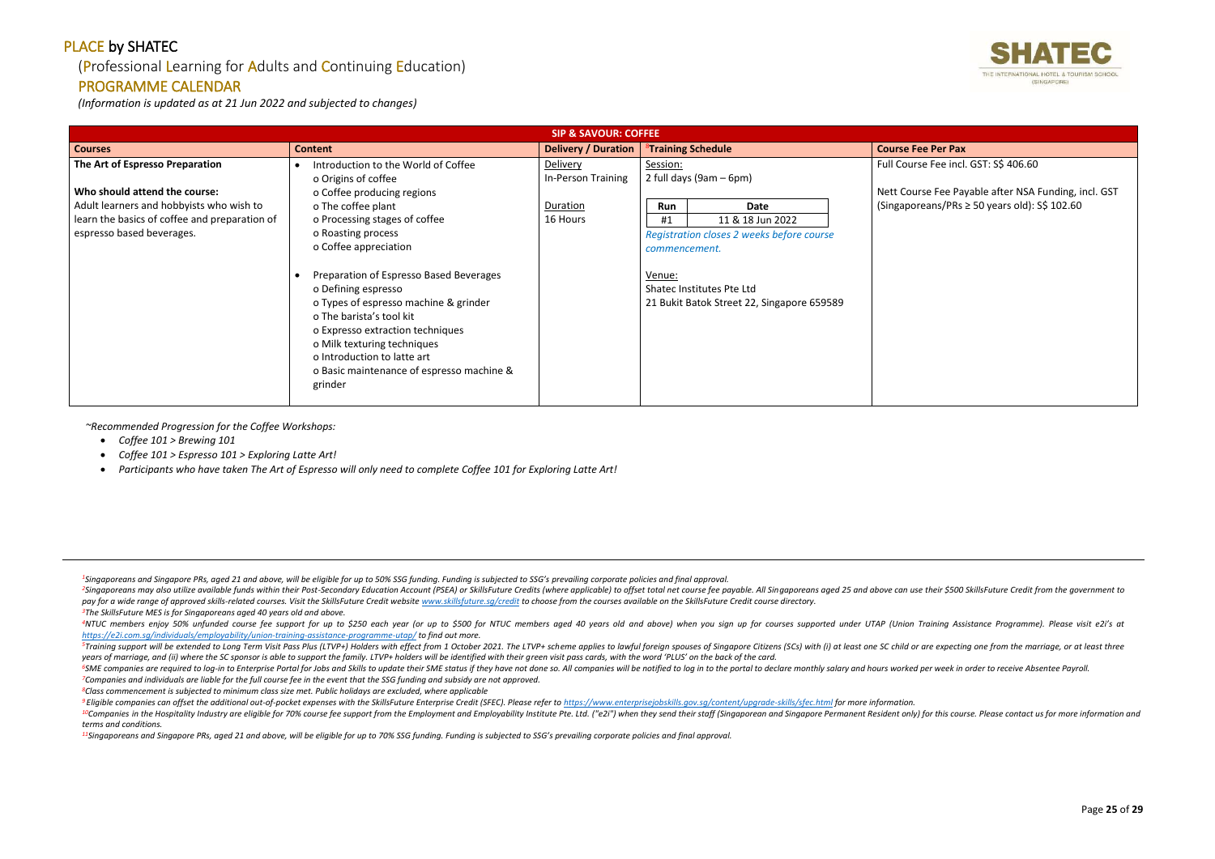# PLACE by SHATEC

## (Professional Learning for Adults and Continuing Education)

## PROGRAMME CALENDAR

*(Information is updated as at 21 Jun 2022 and subjected to changes)*

| SIP & SAVOUR: COFFEE | | | | |
|---|---|---|---|---|
| **Courses** | **Content** | **Delivery / Duration** | [8]**Training Schedule** | **Course Fee Per Pax** |
| **The Art of Espresso Preparation**<br><br>**Who should attend the course:**<br>Adult learners and hobbyists who wish to learn the basics of coffee and preparation of espresso based beverages. | • Introduction to the World of Coffee<br>o Origins of coffee<br>o Coffee producing regions<br>o The coffee plant<br>o Processing stages of coffee<br>o Roasting process<br>o Coffee appreciation<br><br>• Preparation of Espresso Based Beverages<br>o Defining espresso<br>o Types of espresso machine & grinder<br>o The barista's tool kit<br>o Expresso extraction techniques<br>o Milk texturing techniques<br>o Introduction to latte art<br>o Basic maintenance of espresso machine & grinder | Delivery<br>In-Person Training<br><br>Duration<br>16 Hours | Session:<br>2 full days (9am – 6pm)<br><br>Run: #1 — Date: 11 & 18 Jun 2022<br><br>*Registration closes 2 weeks before course commencement.*<br><br>Venue:<br>Shatec Institutes Pte Ltd<br>21 Bukit Batok Street 22, Singapore 659589 | Full Course Fee incl. GST: S$ 406.60<br><br>Nett Course Fee Payable after NSA Funding, incl. GST (Singaporeans/PRs ≥ 50 years old): S$ 102.60 |

*~Recommended Progression for the Coffee Workshops:*

- *Coffee 101 > Brewing 101*
- *Coffee 101 > Espresso 101 > Exploring Latte Art!*
- *Participants who have taken The Art of Espresso will only need to complete Coffee 101 for Exploring Latte Art!*

---

*[1]Singaporeans and Singapore PRs, aged 21 and above, will be eligible for up to 50% SSG funding. Funding is subjected to SSG's prevailing corporate policies and final approval.*

*[2]Singaporeans may also utilize available funds within their Post-Secondary Education Account (PSEA) or SkillsFuture Credits (where applicable) to offset total net course fee payable. All Singaporeans aged 25 and above can use their $500 SkillsFuture Credit from the government to pay for a wide range of approved skills-related courses. Visit the SkillsFuture Credit website www.skillsfuture.sg/credit to choose from the courses available on the SkillsFuture Credit course directory.*

*[3]The SkillsFuture MES is for Singaporeans aged 40 years old and above.*

*[4]NTUC members enjoy 50% unfunded course fee support for up to $250 each year (or up to $500 for NTUC members aged 40 years old and above) when you sign up for courses supported under UTAP (Union Training Assistance Programme). Please visit e2i's at https://e2i.com.sg/individuals/employability/union-training-assistance-programme-utap/ to find out more.*

*[5]Training support will be extended to Long Term Visit Pass Plus (LTVP+) Holders with effect from 1 October 2021. The LTVP+ scheme applies to lawful foreign spouses of Singapore Citizens (SCs) with (i) at least one SC child or are expecting one from the marriage, or at least three years of marriage, and (ii) where the SC sponsor is able to support the family. LTVP+ holders will be identified with their green visit pass cards, with the word 'PLUS' on the back of the card.*

*[6]SME companies are required to log-in to Enterprise Portal for Jobs and Skills to update their SME status if they have not done so. All companies will be notified to log in to the portal to declare monthly salary and hours worked per week in order to receive Absentee Payroll.*

*[7]Companies and individuals are liable for the full course fee in the event that the SSG funding and subsidy are not approved.*

*[8]Class commencement is subjected to minimum class size met. Public holidays are excluded, where applicable*

*[9]Eligible companies can offset the additional out-of-pocket expenses with the SkillsFuture Enterprise Credit (SFEC). Please refer to https://www.enterprisejobskills.gov.sg/content/upgrade-skills/sfec.html for more information.*

*[10]Companies in the Hospitality Industry are eligible for 70% course fee support from the Employment and Employability Institute Pte. Ltd. ("e2i") when they send their staff (Singaporean and Singapore Permanent Resident only) for this course. Please contact us for more information and terms and conditions.*

*[11]Singaporeans and Singapore PRs, aged 21 and above, will be eligible for up to 70% SSG funding. Funding is subjected to SSG's prevailing corporate policies and final approval.*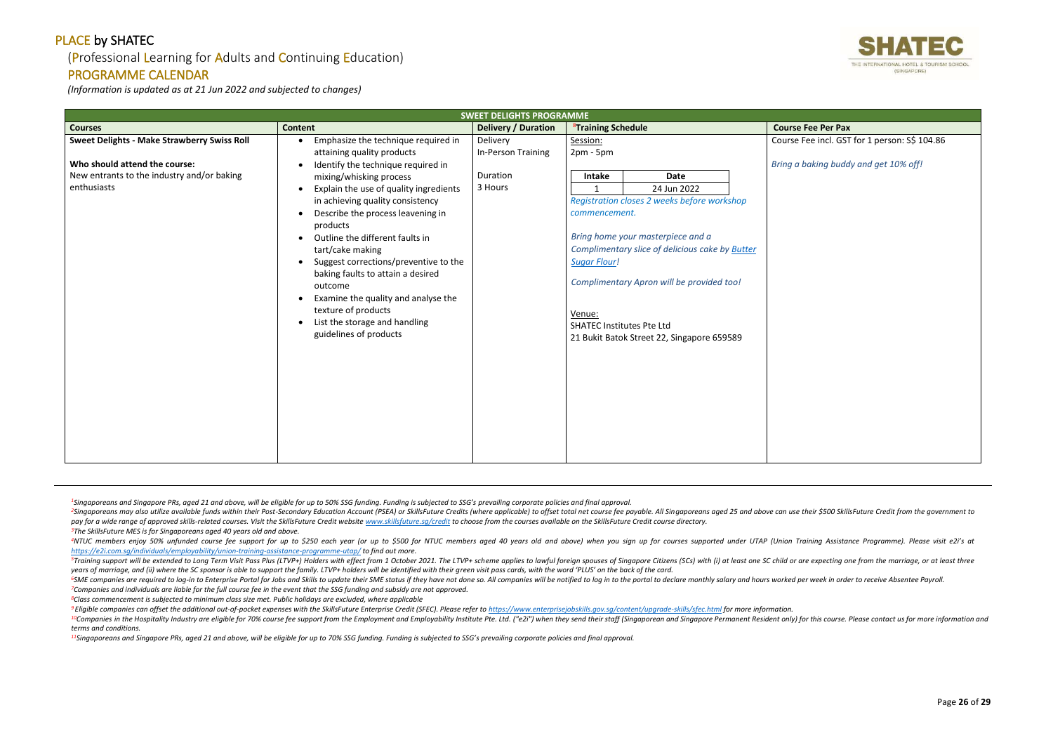# PLACE by SHATEC

## (Professional Learning for Adults and Continuing Education)

## PROGRAMME CALENDAR

*(Information is updated as at 21 Jun 2022 and subjected to changes)*

| SWEET DELIGHTS PROGRAMME | | | | |
|---|---|---|---|---|
| **Courses** | **Content** | **Delivery / Duration** | **[8]Training Schedule** | **Course Fee Per Pax** |
| **Sweet Delights - Make Strawberry Swiss Roll**<br><br>**Who should attend the course:**<br>New entrants to the industry and/or baking enthusiasts | • Emphasize the technique required in attaining quality products<br>• Identify the technique required in mixing/whisking process<br>• Explain the use of quality ingredients in achieving quality consistency<br>• Describe the process leavening in products<br>• Outline the different faults in tart/cake making<br>• Suggest corrections/preventive to the baking faults to attain a desired outcome<br>• Examine the quality and analyse the texture of products<br>• List the storage and handling guidelines of products | Delivery<br>In-Person Training<br><br>Duration<br>3 Hours | Session:<br>2pm - 5pm<br><br>Intake: 1 — Date: 24 Jun 2022<br>*Registration closes 2 weeks before workshop commencement.*<br><br>*Bring home your masterpiece and a Complimentary slice of delicious cake by Butter Sugar Flour!*<br><br>*Complimentary Apron will be provided too!*<br><br>Venue:<br>SHATEC Institutes Pte Ltd<br>21 Bukit Batok Street 22, Singapore 659589 | Course Fee incl. GST for 1 person: S$ 104.86<br><br>*Bring a baking buddy and get 10% off!* |

*[1]Singaporeans and Singapore PRs, aged 21 and above, will be eligible for up to 50% SSG funding. Funding is subjected to SSG's prevailing corporate policies and final approval.*

*[2]Singaporeans may also utilize available funds within their Post-Secondary Education Account (PSEA) or SkillsFuture Credits (where applicable) to offset total net course fee payable. All Singaporeans aged 25 and above can use their $500 SkillsFuture Credit from the government to pay for a wide range of approved skills-related courses. Visit the SkillsFuture Credit website www.skillsfuture.sg/credit to choose from the courses available on the SkillsFuture Credit course directory.*

*[3]The SkillsFuture MES is for Singaporeans aged 40 years old and above.*

*[4]NTUC members enjoy 50% unfunded course fee support for up to $250 each year (or up to $500 for NTUC members aged 40 years old and above) when you sign up for courses supported under UTAP (Union Training Assistance Programme). Please visit e2i's at https://e2i.com.sg/individuals/employability/union-training-assistance-programme-utap/ to find out more.*

*[5]Training support will be extended to Long Term Visit Pass Plus (LTVP+) Holders with effect from 1 October 2021. The LTVP+ scheme applies to lawful foreign spouses of Singapore Citizens (SCs) with (i) at least one SC child or are expecting one from the marriage, or at least three years of marriage, and (ii) where the SC sponsor is able to support the family. LTVP+ holders will be identified with their green visit pass cards, with the word 'PLUS' on the back of the card.*

*[6]SME companies are required to log-in to Enterprise Portal for Jobs and Skills to update their SME status if they have not done so. All companies will be notified to log in to the portal to declare monthly salary and hours worked per week in order to receive Absentee Payroll.*

*[7]Companies and individuals are liable for the full course fee in the event that the SSG funding and subsidy are not approved.*

*[8]Class commencement is subjected to minimum class size met. Public holidays are excluded, where applicable*

*[9]Eligible companies can offset the additional out-of-pocket expenses with the SkillsFuture Enterprise Credit (SFEC). Please refer to https://www.enterprisejobskills.gov.sg/content/upgrade-skills/sfec.html for more information.*

*[10]Companies in the Hospitality Industry are eligible for 70% course fee support from the Employment and Employability Institute Pte. Ltd. ("e2i") when they send their staff (Singaporean and Singapore Permanent Resident only) for this course. Please contact us for more information and terms and conditions.*

*[11]Singaporeans and Singapore PRs, aged 21 and above, will be eligible for up to 70% SSG funding. Funding is subjected to SSG's prevailing corporate policies and final approval.*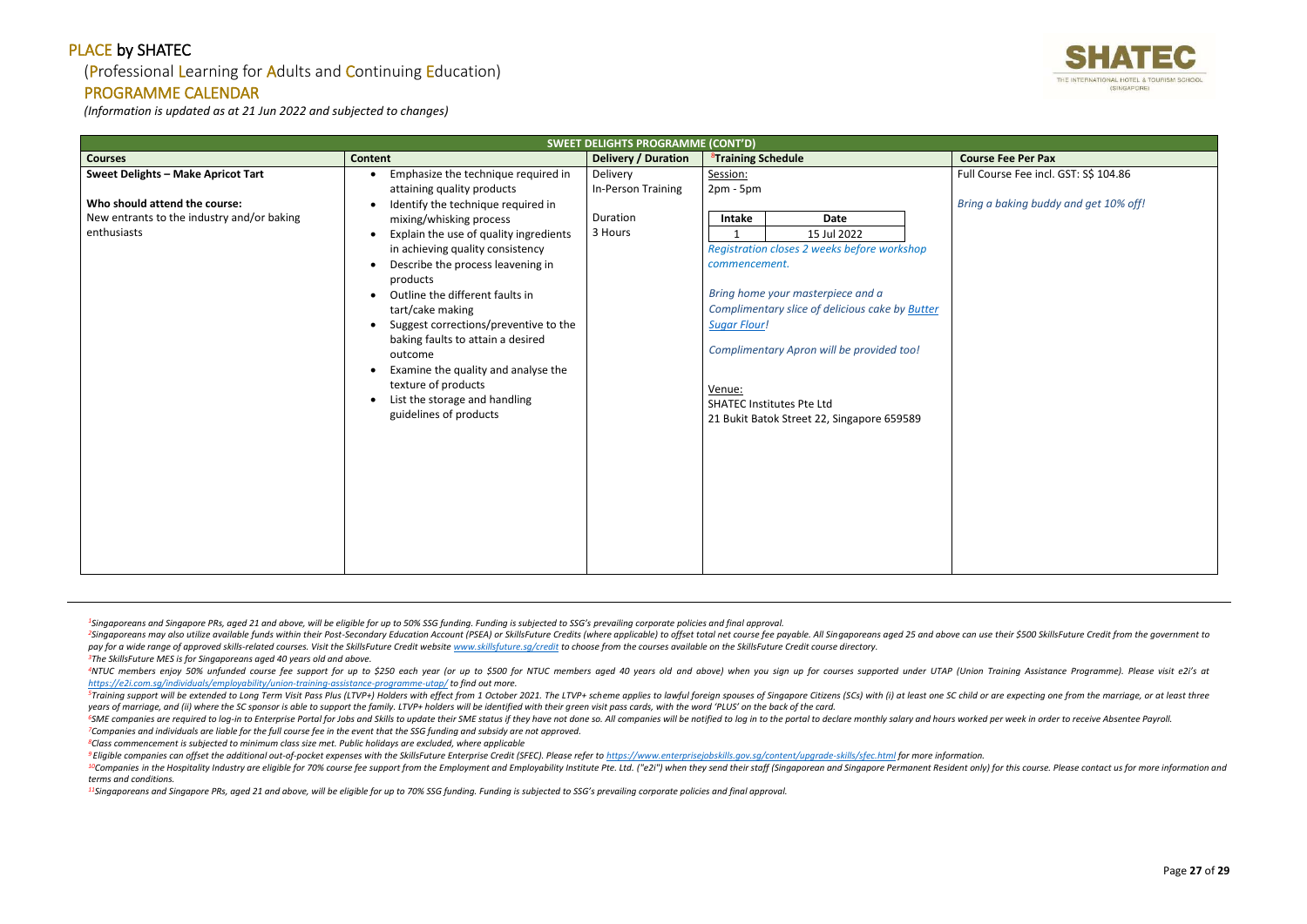# PLACE by SHATEC

## (Professional Learning for Adults and Continuing Education)

## PROGRAMME CALENDAR

*(Information is updated as at 21 Jun 2022 and subjected to changes)*

| SWEET DELIGHTS PROGRAMME (CONT'D) | | | | |
|---|---|---|---|---|
| **Courses** | **Content** | **Delivery / Duration** | [8]**Training Schedule** | **Course Fee Per Pax** |
| **Sweet Delights – Make Apricot Tart**<br><br>**Who should attend the course:**<br>New entrants to the industry and/or baking enthusiasts | • Emphasize the technique required in attaining quality products<br>• Identify the technique required in mixing/whisking process<br>• Explain the use of quality ingredients in achieving quality consistency<br>• Describe the process leavening in products<br>• Outline the different faults in tart/cake making<br>• Suggest corrections/preventive to the baking faults to attain a desired outcome<br>• Examine the quality and analyse the texture of products<br>• List the storage and handling guidelines of products | Delivery<br>In-Person Training<br><br>Duration<br>3 Hours | Session:<br>2pm - 5pm<br><br>Intake: 1 — Date: 15 Jul 2022<br><br>*Registration closes 2 weeks before workshop commencement.*<br><br>*Bring home your masterpiece and a Complimentary slice of delicious cake by Butter Sugar Flour!*<br><br>*Complimentary Apron will be provided too!*<br><br>Venue:<br>SHATEC Institutes Pte Ltd<br>21 Bukit Batok Street 22, Singapore 659589 | Full Course Fee incl. GST: S$ 104.86<br><br>*Bring a baking buddy and get 10% off!* |

*[1]Singaporeans and Singapore PRs, aged 21 and above, will be eligible for up to 50% SSG funding. Funding is subjected to SSG's prevailing corporate policies and final approval.*

*[2]Singaporeans may also utilize available funds within their Post-Secondary Education Account (PSEA) or SkillsFuture Credits (where applicable) to offset total net course fee payable. All Singaporeans aged 25 and above can use their $500 SkillsFuture Credit from the government to pay for a wide range of approved skills-related courses. Visit the SkillsFuture Credit website www.skillsfuture.sg/credit to choose from the courses available on the SkillsFuture Credit course directory.*

*[3]The SkillsFuture MES is for Singaporeans aged 40 years old and above.*

*[4]NTUC members enjoy 50% unfunded course fee support for up to $250 each year (or up to $500 for NTUC members aged 40 years old and above) when you sign up for courses supported under UTAP (Union Training Assistance Programme). Please visit e2i's at https://e2i.com.sg/individuals/employability/union-training-assistance-programme-utap/ to find out more.*

*[5]Training support will be extended to Long Term Visit Pass Plus (LTVP+) Holders with effect from 1 October 2021. The LTVP+ scheme applies to lawful foreign spouses of Singapore Citizens (SCs) with (i) at least one SC child or are expecting one from the marriage, or at least three years of marriage, and (ii) where the SC sponsor is able to support the family. LTVP+ holders will be identified with their green visit pass cards, with the word 'PLUS' on the back of the card.*

*[6]SME companies are required to log-in to Enterprise Portal for Jobs and Skills to update their SME status if they have not done so. All companies will be notified to log in to the portal to declare monthly salary and hours worked per week in order to receive Absentee Payroll.*

*[7]Companies and individuals are liable for the full course fee in the event that the SSG funding and subsidy are not approved.*

*[8]Class commencement is subjected to minimum class size met. Public holidays are excluded, where applicable*

*[9]Eligible companies can offset the additional out-of-pocket expenses with the SkillsFuture Enterprise Credit (SFEC). Please refer to https://www.enterprisejobskills.gov.sg/content/upgrade-skills/sfec.html for more information.*

*[10]Companies in the Hospitality Industry are eligible for 70% course fee support from the Employment and Employability Institute Pte. Ltd. ("e2i") when they send their staff (Singaporean and Singapore Permanent Resident only) for this course. Please contact us for more information and terms and conditions.*

*[11]Singaporeans and Singapore PRs, aged 21 and above, will be eligible for up to 70% SSG funding. Funding is subjected to SSG's prevailing corporate policies and final approval.*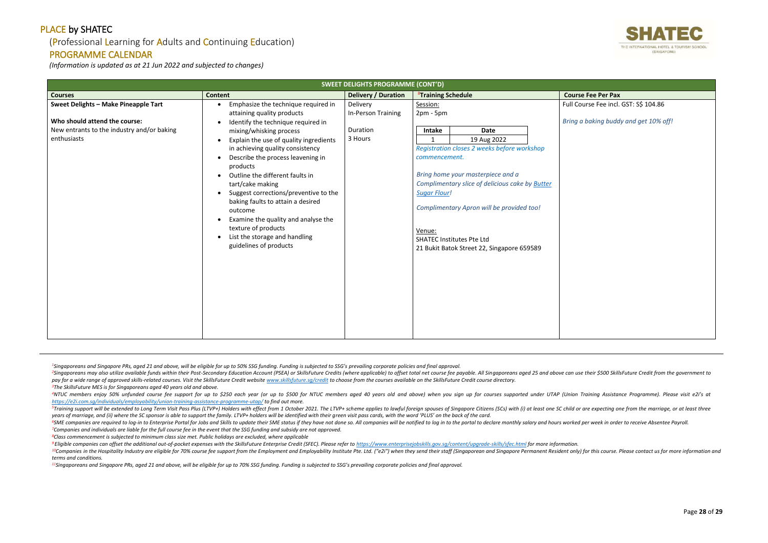# PLACE by SHATEC

(Professional Learning for Adults and Continuing Education)

## PROGRAMME CALENDAR

*(Information is updated as at 21 Jun 2022 and subjected to changes)*

| SWEET DELIGHTS PROGRAMME (CONT'D) | | | | |
|---|---|---|---|---|
| **Courses** | **Content** | **Delivery / Duration** | **[8]Training Schedule** | **Course Fee Per Pax** |
| **Sweet Delights – Make Pineapple Tart**<br><br>**Who should attend the course:**<br>New entrants to the industry and/or baking enthusiasts | • Emphasize the technique required in attaining quality products<br>• Identify the technique required in mixing/whisking process<br>• Explain the use of quality ingredients in achieving quality consistency<br>• Describe the process leavening in products<br>• Outline the different faults in tart/cake making<br>• Suggest corrections/preventive to the baking faults to attain a desired outcome<br>• Examine the quality and analyse the texture of products<br>• List the storage and handling guidelines of products | Delivery<br>In-Person Training<br><br>Duration<br>3 Hours | Session:<br>2pm - 5pm<br><br>Intake 1 – Date: 19 Aug 2022<br><br>*Registration closes 2 weeks before workshop commencement.*<br><br>*Bring home your masterpiece and a Complimentary slice of delicious cake by Butter Sugar Flour!*<br><br>*Complimentary Apron will be provided too!*<br><br>Venue:<br>SHATEC Institutes Pte Ltd<br>21 Bukit Batok Street 22, Singapore 659589 | Full Course Fee incl. GST: S$ 104.86<br><br>*Bring a baking buddy and get 10% off!* |

*[1]Singaporeans and Singapore PRs, aged 21 and above, will be eligible for up to 50% SSG funding. Funding is subjected to SSG's prevailing corporate policies and final approval.*

*[2]Singaporeans may also utilize available funds within their Post-Secondary Education Account (PSEA) or SkillsFuture Credits (where applicable) to offset total net course fee payable. All Singaporeans aged 25 and above can use their $500 SkillsFuture Credit from the government to pay for a wide range of approved skills-related courses. Visit the SkillsFuture Credit website www.skillsfuture.sg/credit to choose from the courses available on the SkillsFuture Credit course directory.*

*[3]The SkillsFuture MES is for Singaporeans aged 40 years old and above.*

*[4]NTUC members enjoy 50% unfunded course fee support for up to $250 each year (or up to $500 for NTUC members aged 40 years old and above) when you sign up for courses supported under UTAP (Union Training Assistance Programme). Please visit e2i's at https://e2i.com.sg/individuals/employability/union-training-assistance-programme-utap/ to find out more.*

*[5]Training support will be extended to Long Term Visit Pass Plus (LTVP+) Holders with effect from 1 October 2021. The LTVP+ scheme applies to lawful foreign spouses of Singapore Citizens (SCs) with (i) at least one SC child or are expecting one from the marriage, or at least three years of marriage, and (ii) where the SC sponsor is able to support the family. LTVP+ holders will be identified with their green visit pass cards, with the word 'PLUS' on the back of the card.*

*[6]SME companies are required to log-in to Enterprise Portal for Jobs and Skills to update their SME status if they have not done so. All companies will be notified to log in to the portal to declare monthly salary and hours worked per week in order to receive Absentee Payroll.*

*[7]Companies and individuals are liable for the full course fee in the event that the SSG funding and subsidy are not approved.*

*[8]Class commencement is subjected to minimum class size met. Public holidays are excluded, where applicable*

*[9]Eligible companies can offset the additional out-of-pocket expenses with the SkillsFuture Enterprise Credit (SFEC). Please refer to https://www.enterprisejobskills.gov.sg/content/upgrade-skills/sfec.html for more information.*

*[10]Companies in the Hospitality Industry are eligible for 70% course fee support from the Employment and Employability Institute Pte. Ltd. ("e2i") when they send their staff (Singaporean and Singapore Permanent Resident only) for this course. Please contact us for more information and terms and conditions.*

*[11]Singaporeans and Singapore PRs, aged 21 and above, will be eligible for up to 70% SSG funding. Funding is subjected to SSG's prevailing corporate policies and final approval.*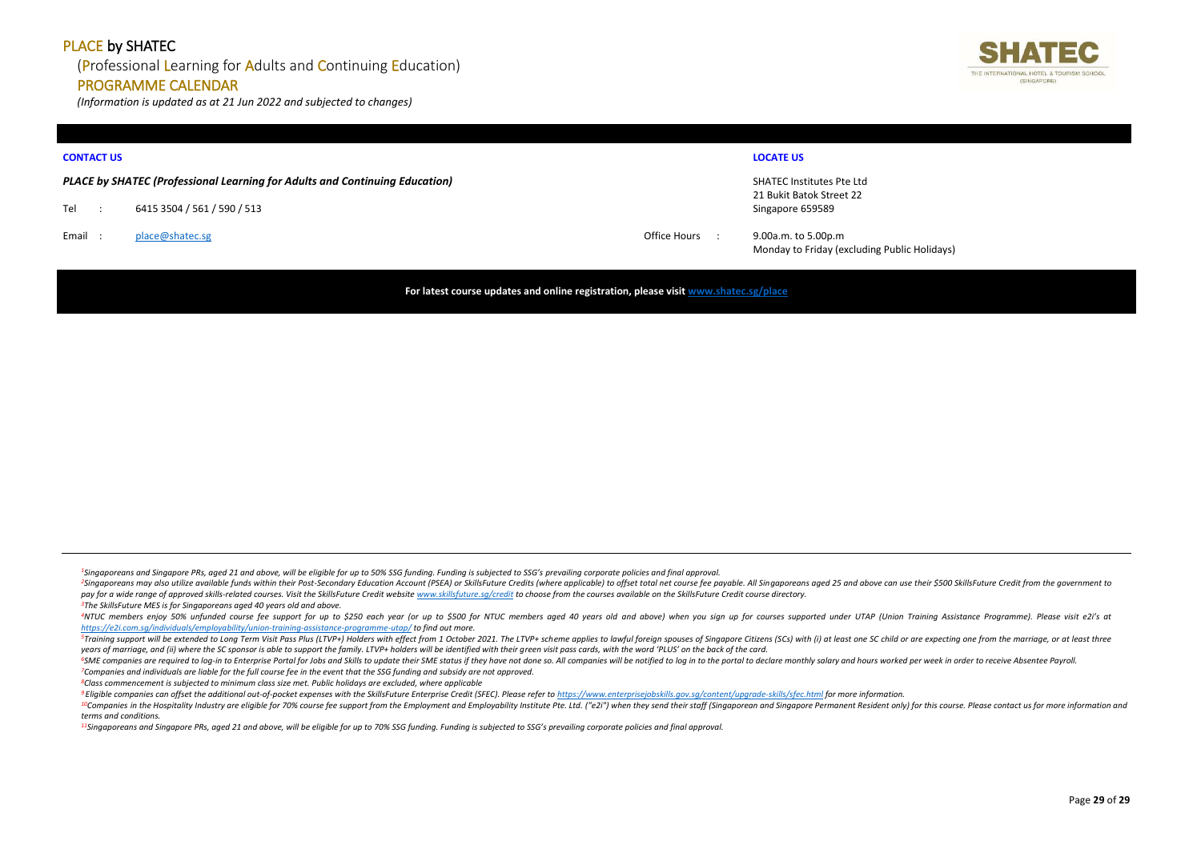# PLACE by SHATEC

(Professional Learning for Adults and Continuing Education)

## PROGRAMME CALENDAR

*(Information is updated as at 21 Jun 2022 and subjected to changes)*

**CONTACT US**

***PLACE by SHATEC (Professional Learning for Adults and Continuing Education)***

Tel : 6415 3504 / 561 / 590 / 513

Email : place@shatec.sg

**LOCATE US**

SHATEC Institutes Pte Ltd
21 Bukit Batok Street 22
Singapore 659589

Office Hours : 9.00a.m. to 5.00p.m
Monday to Friday (excluding Public Holidays)

**For latest course updates and online registration, please visit www.shatec.sg/place**

---

*[1]Singaporeans and Singapore PRs, aged 21 and above, will be eligible for up to 50% SSG funding. Funding is subjected to SSG's prevailing corporate policies and final approval.*

*[2]Singaporeans may also utilize available funds within their Post-Secondary Education Account (PSEA) or SkillsFuture Credits (where applicable) to offset total net course fee payable. All Singaporeans aged 25 and above can use their $500 SkillsFuture Credit from the government to pay for a wide range of approved skills-related courses. Visit the SkillsFuture Credit website www.skillsfuture.sg/credit to choose from the courses available on the SkillsFuture Credit course directory.*

*[3]The SkillsFuture MES is for Singaporeans aged 40 years old and above.*

*[4]NTUC members enjoy 50% unfunded course fee support for up to $250 each year (or up to $500 for NTUC members aged 40 years old and above) when you sign up for courses supported under UTAP (Union Training Assistance Programme). Please visit e2i's at https://e2i.com.sg/individuals/employability/union-training-assistance-programme-utap/ to find out more.*

*[5]Training support will be extended to Long Term Visit Pass Plus (LTVP+) Holders with effect from 1 October 2021. The LTVP+ scheme applies to lawful foreign spouses of Singapore Citizens (SCs) with (i) at least one SC child or are expecting one from the marriage, or at least three years of marriage, and (ii) where the SC sponsor is able to support the family. LTVP+ holders will be identified with their green visit pass cards, with the word 'PLUS' on the back of the card.*

*[6]SME companies are required to log-in to Enterprise Portal for Jobs and Skills to update their SME status if they have not done so. All companies will be notified to log in to the portal to declare monthly salary and hours worked per week in order to receive Absentee Payroll.*

*[7]Companies and individuals are liable for the full course fee in the event that the SSG funding and subsidy are not approved.*

*[8]Class commencement is subjected to minimum class size met. Public holidays are excluded, where applicable*

*[9]Eligible companies can offset the additional out-of-pocket expenses with the SkillsFuture Enterprise Credit (SFEC). Please refer to https://www.enterprisejobskills.gov.sg/content/upgrade-skills/sfec.html for more information.*

*[10]Companies in the Hospitality Industry are eligible for 70% course fee support from the Employment and Employability Institute Pte. Ltd. ("e2i") when they send their staff (Singaporean and Singapore Permanent Resident only) for this course. Please contact us for more information and terms and conditions.*

*[11]Singaporeans and Singapore PRs, aged 21 and above, will be eligible for up to 70% SSG funding. Funding is subjected to SSG's prevailing corporate policies and final approval.*